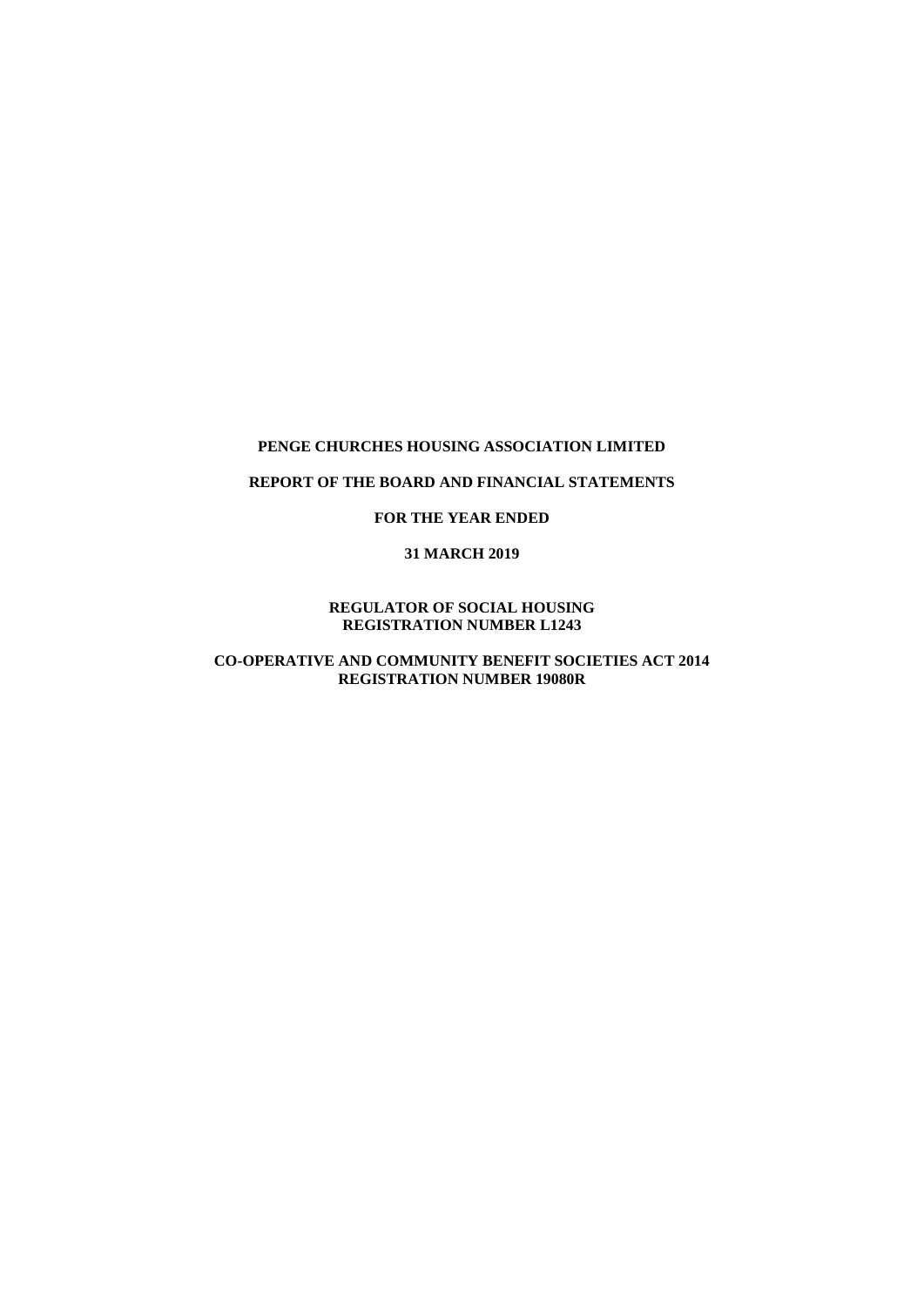# PENGE CHURCHES HOUSING ASSOCIATION LIMITED

## REPORT OF THE BOARD AND FINANCIAL STATEMENTS

## FOR THE YEAR ENDED

## 31 MARCH 2019

**REGULATOR OF SOCIAL HOUSING**
**REGISTRATION NUMBER L1243**

**CO-OPERATIVE AND COMMUNITY BENEFIT SOCIETIES ACT 2014**
**REGISTRATION NUMBER 19080R**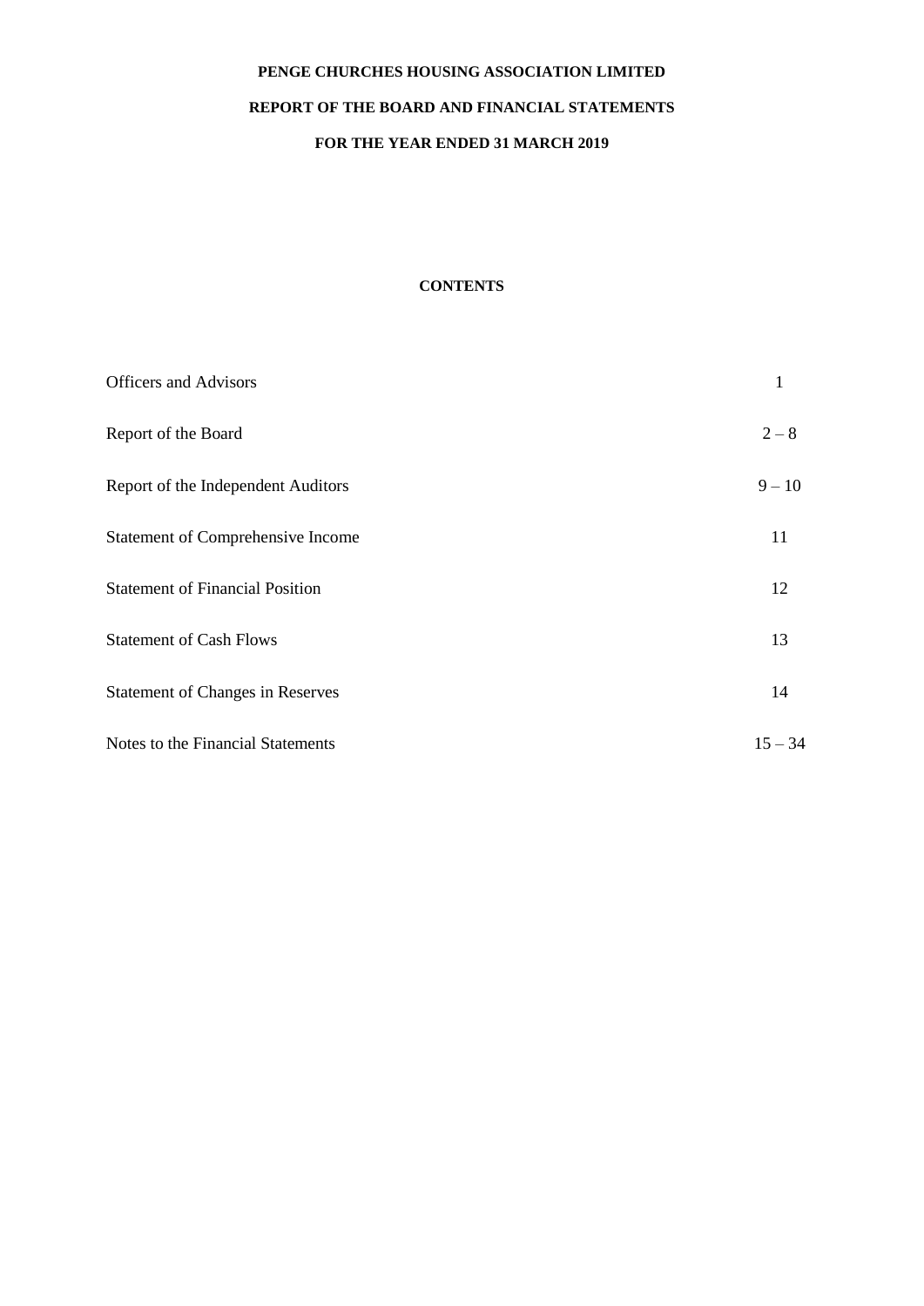**PENGE CHURCHES HOUSING ASSOCIATION LIMITED**

**REPORT OF THE BOARD AND FINANCIAL STATEMENTS**

**FOR THE YEAR ENDED 31 MARCH 2019**

**CONTENTS**

| | |
|---|---|
| Officers and Advisors | 1 |
| Report of the Board | 2 – 8 |
| Report of the Independent Auditors | 9 – 10 |
| Statement of Comprehensive Income | 11 |
| Statement of Financial Position | 12 |
| Statement of Cash Flows | 13 |
| Statement of Changes in Reserves | 14 |
| Notes to the Financial Statements | 15 – 34 |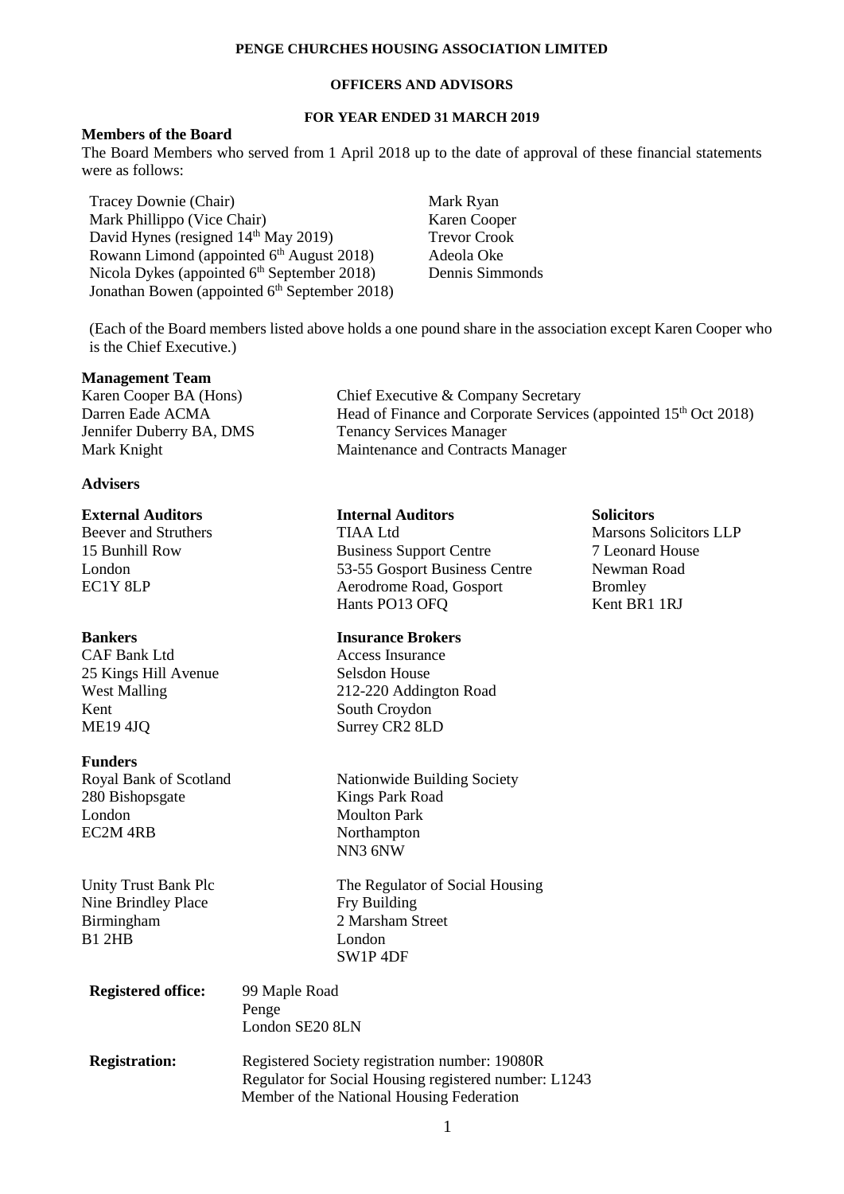# PENGE CHURCHES HOUSING ASSOCIATION LIMITED

## OFFICERS AND ADVISORS

### FOR YEAR ENDED 31 MARCH 2019

**Members of the Board**

The Board Members who served from 1 April 2018 up to the date of approval of these financial statements were as follows:

Tracey Downie (Chair)
Mark Phillippo (Vice Chair)
David Hynes (resigned 14th May 2019)
Rowann Limond (appointed 6th August 2018)
Nicola Dykes (appointed 6th September 2018)
Jonathan Bowen (appointed 6th September 2018)
Mark Ryan
Karen Cooper
Trevor Crook
Adeola Oke
Dennis Simmonds

(Each of the Board members listed above holds a one pound share in the association except Karen Cooper who is the Chief Executive.)

**Management Team**

| | |
|---|---|
| Karen Cooper BA (Hons) | Chief Executive & Company Secretary |
| Darren Eade ACMA | Head of Finance and Corporate Services (appointed 15th Oct 2018) |
| Jennifer Duberry BA, DMS | Tenancy Services Manager |
| Mark Knight | Maintenance and Contracts Manager |

**Advisers**

**External Auditors**
Beever and Struthers
15 Bunhill Row
London
EC1Y 8LP

**Internal Auditors**
TIAA Ltd
Business Support Centre
53-55 Gosport Business Centre
Aerodrome Road, Gosport
Hants PO13 OFQ

**Solicitors**
Marsons Solicitors LLP
7 Leonard House
Newman Road
Bromley
Kent BR1 1RJ

**Bankers**
CAF Bank Ltd
25 Kings Hill Avenue
West Malling
Kent
ME19 4JQ

**Insurance Brokers**
Access Insurance
Selsdon House
212-220 Addington Road
South Croydon
Surrey CR2 8LD

**Funders**

Royal Bank of Scotland
280 Bishopsgate
London
EC2M 4RB

Nationwide Building Society
Kings Park Road
Moulton Park
Northampton
NN3 6NW

Unity Trust Bank Plc
Nine Brindley Place
Birmingham
B1 2HB

The Regulator of Social Housing
Fry Building
2 Marsham Street
London
SW1P 4DF

**Registered office:** 99 Maple Road
Penge
London SE20 8LN

**Registration:** Registered Society registration number: 19080R
Regulator for Social Housing registered number: L1243
Member of the National Housing Federation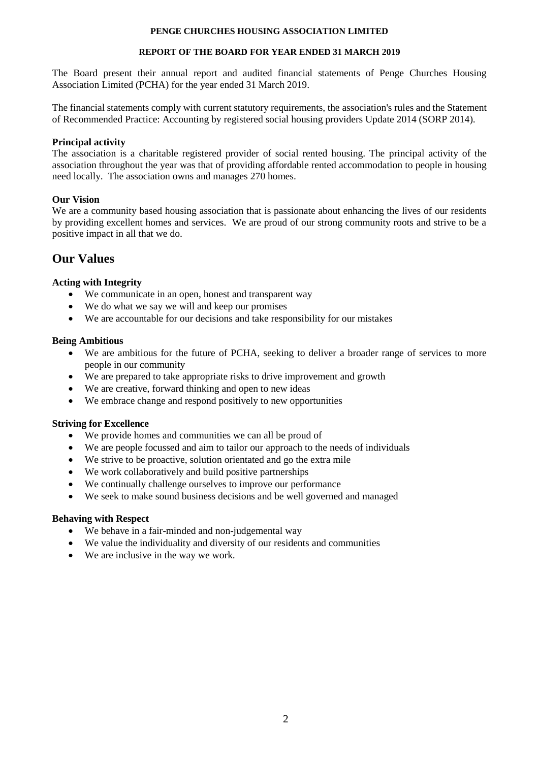**PENGE CHURCHES HOUSING ASSOCIATION LIMITED**

**REPORT OF THE BOARD FOR YEAR ENDED 31 MARCH 2019**

The Board present their annual report and audited financial statements of Penge Churches Housing Association Limited (PCHA) for the year ended 31 March 2019.

The financial statements comply with current statutory requirements, the association's rules and the Statement of Recommended Practice: Accounting by registered social housing providers Update 2014 (SORP 2014).

**Principal activity**

The association is a charitable registered provider of social rented housing. The principal activity of the association throughout the year was that of providing affordable rented accommodation to people in housing need locally. The association owns and manages 270 homes.

**Our Vision**

We are a community based housing association that is passionate about enhancing the lives of our residents by providing excellent homes and services. We are proud of our strong community roots and strive to be a positive impact in all that we do.

## Our Values

**Acting with Integrity**

- We communicate in an open, honest and transparent way
- We do what we say we will and keep our promises
- We are accountable for our decisions and take responsibility for our mistakes

**Being Ambitious**

- We are ambitious for the future of PCHA, seeking to deliver a broader range of services to more people in our community
- We are prepared to take appropriate risks to drive improvement and growth
- We are creative, forward thinking and open to new ideas
- We embrace change and respond positively to new opportunities

**Striving for Excellence**

- We provide homes and communities we can all be proud of
- We are people focussed and aim to tailor our approach to the needs of individuals
- We strive to be proactive, solution orientated and go the extra mile
- We work collaboratively and build positive partnerships
- We continually challenge ourselves to improve our performance
- We seek to make sound business decisions and be well governed and managed

**Behaving with Respect**

- We behave in a fair-minded and non-judgemental way
- We value the individuality and diversity of our residents and communities
- We are inclusive in the way we work.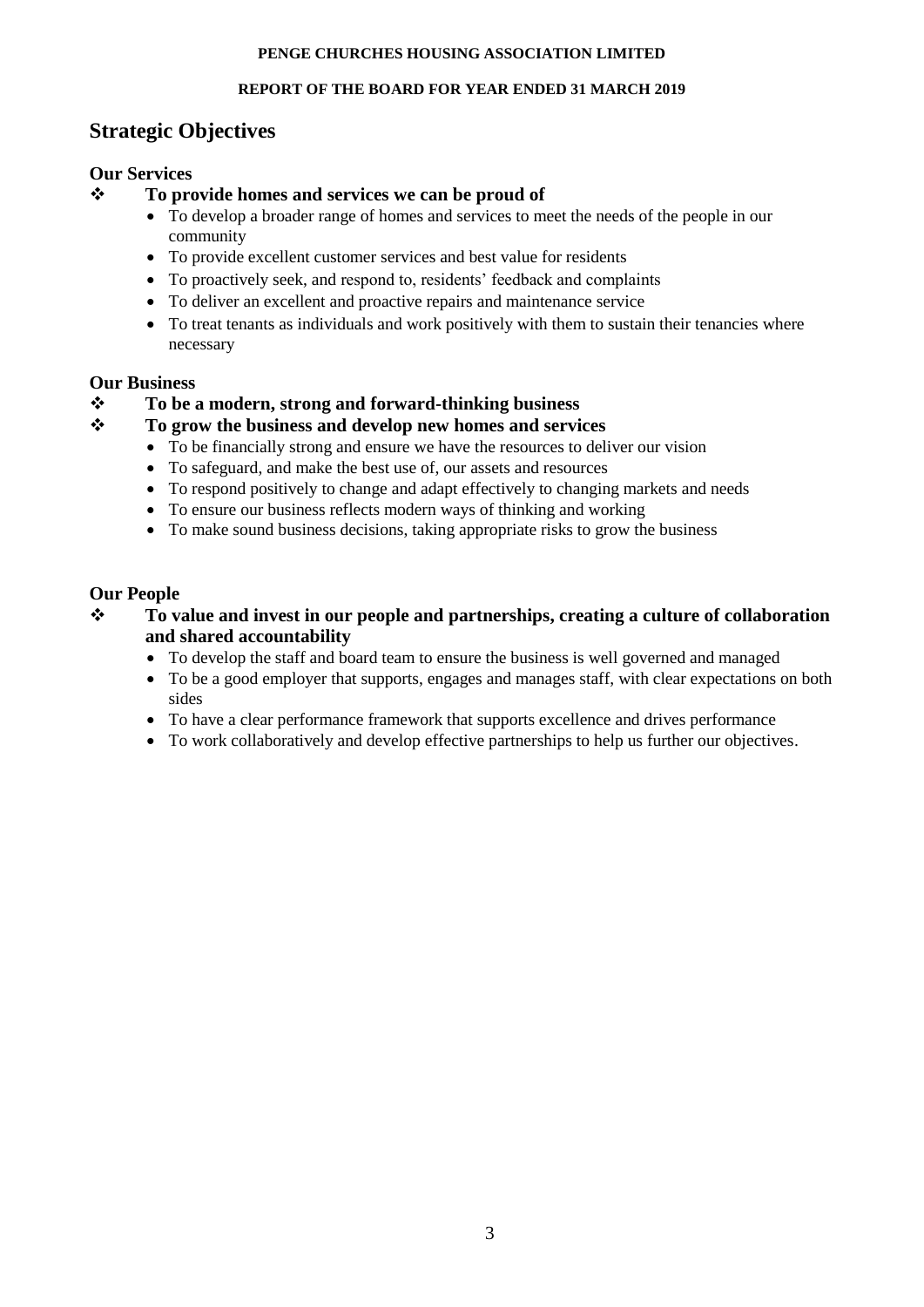## Strategic Objectives

### Our Services

- **To provide homes and services we can be proud of**
  - To develop a broader range of homes and services to meet the needs of the people in our community
  - To provide excellent customer services and best value for residents
  - To proactively seek, and respond to, residents' feedback and complaints
  - To deliver an excellent and proactive repairs and maintenance service
  - To treat tenants as individuals and work positively with them to sustain their tenancies where necessary

### Our Business

- **To be a modern, strong and forward-thinking business**
- **To grow the business and develop new homes and services**
  - To be financially strong and ensure we have the resources to deliver our vision
  - To safeguard, and make the best use of, our assets and resources
  - To respond positively to change and adapt effectively to changing markets and needs
  - To ensure our business reflects modern ways of thinking and working
  - To make sound business decisions, taking appropriate risks to grow the business

### Our People

- **To value and invest in our people and partnerships, creating a culture of collaboration and shared accountability**
  - To develop the staff and board team to ensure the business is well governed and managed
  - To be a good employer that supports, engages and manages staff, with clear expectations on both sides
  - To have a clear performance framework that supports excellence and drives performance
  - To work collaboratively and develop effective partnerships to help us further our objectives.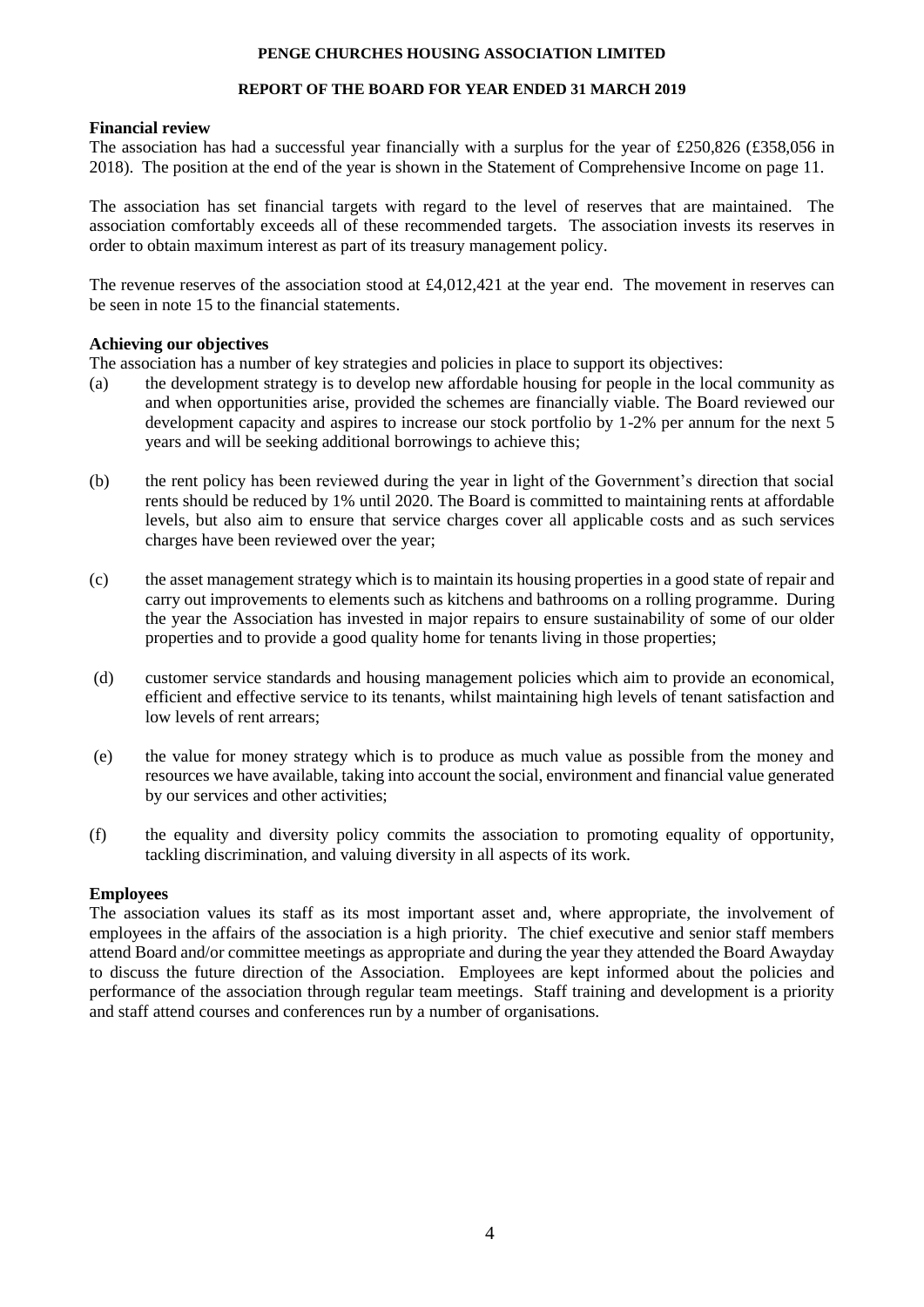**PENGE CHURCHES HOUSING ASSOCIATION LIMITED**

**REPORT OF THE BOARD FOR YEAR ENDED 31 MARCH 2019**

**Financial review**

The association has had a successful year financially with a surplus for the year of £250,826 (£358,056 in 2018). The position at the end of the year is shown in the Statement of Comprehensive Income on page 11.

The association has set financial targets with regard to the level of reserves that are maintained. The association comfortably exceeds all of these recommended targets. The association invests its reserves in order to obtain maximum interest as part of its treasury management policy.

The revenue reserves of the association stood at £4,012,421 at the year end. The movement in reserves can be seen in note 15 to the financial statements.

**Achieving our objectives**

The association has a number of key strategies and policies in place to support its objectives:

(a) the development strategy is to develop new affordable housing for people in the local community as and when opportunities arise, provided the schemes are financially viable. The Board reviewed our development capacity and aspires to increase our stock portfolio by 1-2% per annum for the next 5 years and will be seeking additional borrowings to achieve this;

(b) the rent policy has been reviewed during the year in light of the Government's direction that social rents should be reduced by 1% until 2020. The Board is committed to maintaining rents at affordable levels, but also aim to ensure that service charges cover all applicable costs and as such services charges have been reviewed over the year;

(c) the asset management strategy which is to maintain its housing properties in a good state of repair and carry out improvements to elements such as kitchens and bathrooms on a rolling programme. During the year the Association has invested in major repairs to ensure sustainability of some of our older properties and to provide a good quality home for tenants living in those properties;

(d) customer service standards and housing management policies which aim to provide an economical, efficient and effective service to its tenants, whilst maintaining high levels of tenant satisfaction and low levels of rent arrears;

(e) the value for money strategy which is to produce as much value as possible from the money and resources we have available, taking into account the social, environment and financial value generated by our services and other activities;

(f) the equality and diversity policy commits the association to promoting equality of opportunity, tackling discrimination, and valuing diversity in all aspects of its work.

**Employees**

The association values its staff as its most important asset and, where appropriate, the involvement of employees in the affairs of the association is a high priority. The chief executive and senior staff members attend Board and/or committee meetings as appropriate and during the year they attended the Board Awayday to discuss the future direction of the Association. Employees are kept informed about the policies and performance of the association through regular team meetings. Staff training and development is a priority and staff attend courses and conferences run by a number of organisations.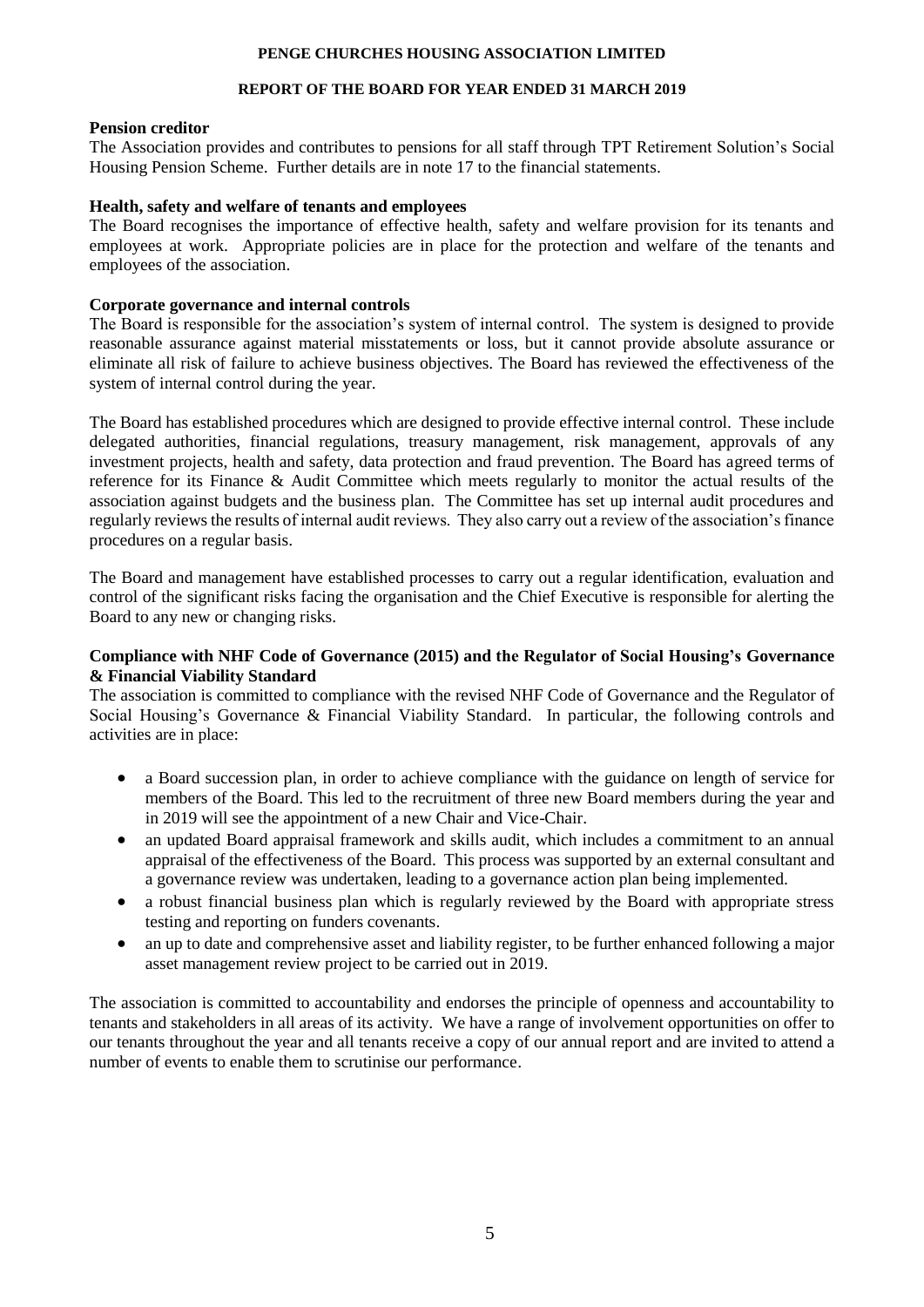### Pension creditor

The Association provides and contributes to pensions for all staff through TPT Retirement Solution's Social Housing Pension Scheme. Further details are in note 17 to the financial statements.

### Health, safety and welfare of tenants and employees

The Board recognises the importance of effective health, safety and welfare provision for its tenants and employees at work. Appropriate policies are in place for the protection and welfare of the tenants and employees of the association.

### Corporate governance and internal controls

The Board is responsible for the association's system of internal control. The system is designed to provide reasonable assurance against material misstatements or loss, but it cannot provide absolute assurance or eliminate all risk of failure to achieve business objectives. The Board has reviewed the effectiveness of the system of internal control during the year.

The Board has established procedures which are designed to provide effective internal control. These include delegated authorities, financial regulations, treasury management, risk management, approvals of any investment projects, health and safety, data protection and fraud prevention. The Board has agreed terms of reference for its Finance & Audit Committee which meets regularly to monitor the actual results of the association against budgets and the business plan. The Committee has set up internal audit procedures and regularly reviews the results of internal audit reviews. They also carry out a review of the association's finance procedures on a regular basis.

The Board and management have established processes to carry out a regular identification, evaluation and control of the significant risks facing the organisation and the Chief Executive is responsible for alerting the Board to any new or changing risks.

### Compliance with NHF Code of Governance (2015) and the Regulator of Social Housing's Governance & Financial Viability Standard

The association is committed to compliance with the revised NHF Code of Governance and the Regulator of Social Housing's Governance & Financial Viability Standard. In particular, the following controls and activities are in place:

- a Board succession plan, in order to achieve compliance with the guidance on length of service for members of the Board. This led to the recruitment of three new Board members during the year and in 2019 will see the appointment of a new Chair and Vice-Chair.
- an updated Board appraisal framework and skills audit, which includes a commitment to an annual appraisal of the effectiveness of the Board. This process was supported by an external consultant and a governance review was undertaken, leading to a governance action plan being implemented.
- a robust financial business plan which is regularly reviewed by the Board with appropriate stress testing and reporting on funders covenants.
- an up to date and comprehensive asset and liability register, to be further enhanced following a major asset management review project to be carried out in 2019.

The association is committed to accountability and endorses the principle of openness and accountability to tenants and stakeholders in all areas of its activity. We have a range of involvement opportunities on offer to our tenants throughout the year and all tenants receive a copy of our annual report and are invited to attend a number of events to enable them to scrutinise our performance.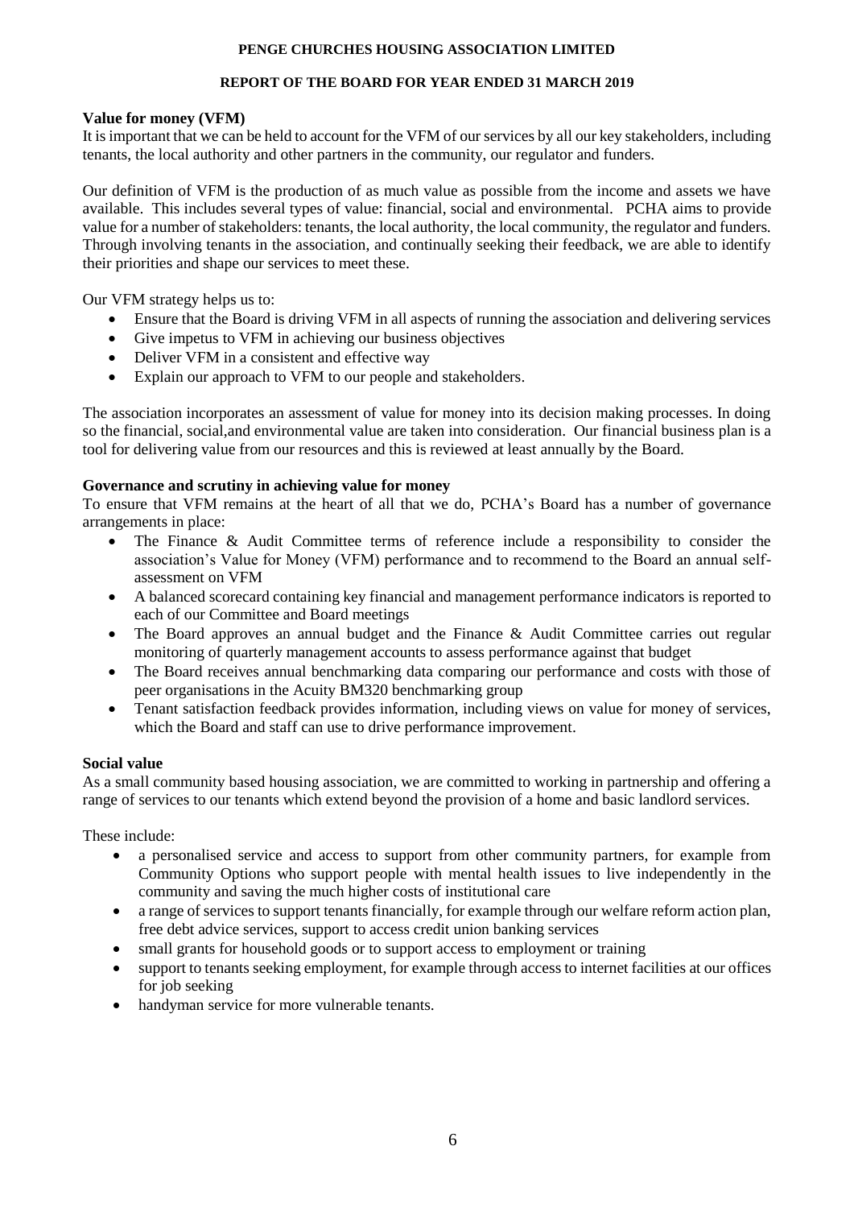**Value for money (VFM)**

It is important that we can be held to account for the VFM of our services by all our key stakeholders, including tenants, the local authority and other partners in the community, our regulator and funders.

Our definition of VFM is the production of as much value as possible from the income and assets we have available. This includes several types of value: financial, social and environmental. PCHA aims to provide value for a number of stakeholders: tenants, the local authority, the local community, the regulator and funders. Through involving tenants in the association, and continually seeking their feedback, we are able to identify their priorities and shape our services to meet these.

Our VFM strategy helps us to:

- Ensure that the Board is driving VFM in all aspects of running the association and delivering services
- Give impetus to VFM in achieving our business objectives
- Deliver VFM in a consistent and effective way
- Explain our approach to VFM to our people and stakeholders.

The association incorporates an assessment of value for money into its decision making processes. In doing so the financial, social,and environmental value are taken into consideration. Our financial business plan is a tool for delivering value from our resources and this is reviewed at least annually by the Board.

**Governance and scrutiny in achieving value for money**

To ensure that VFM remains at the heart of all that we do, PCHA's Board has a number of governance arrangements in place:

- The Finance & Audit Committee terms of reference include a responsibility to consider the association's Value for Money (VFM) performance and to recommend to the Board an annual self-assessment on VFM
- A balanced scorecard containing key financial and management performance indicators is reported to each of our Committee and Board meetings
- The Board approves an annual budget and the Finance & Audit Committee carries out regular monitoring of quarterly management accounts to assess performance against that budget
- The Board receives annual benchmarking data comparing our performance and costs with those of peer organisations in the Acuity BM320 benchmarking group
- Tenant satisfaction feedback provides information, including views on value for money of services, which the Board and staff can use to drive performance improvement.

**Social value**

As a small community based housing association, we are committed to working in partnership and offering a range of services to our tenants which extend beyond the provision of a home and basic landlord services.

These include:

- a personalised service and access to support from other community partners, for example from Community Options who support people with mental health issues to live independently in the community and saving the much higher costs of institutional care
- a range of services to support tenants financially, for example through our welfare reform action plan, free debt advice services, support to access credit union banking services
- small grants for household goods or to support access to employment or training
- support to tenants seeking employment, for example through access to internet facilities at our offices for job seeking
- handyman service for more vulnerable tenants.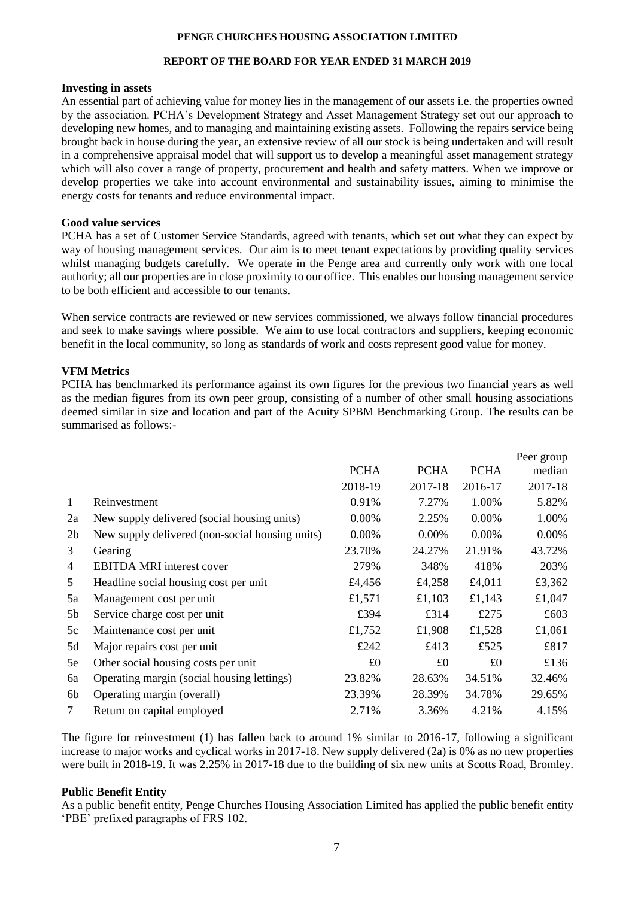### Investing in assets

An essential part of achieving value for money lies in the management of our assets i.e. the properties owned by the association. PCHA's Development Strategy and Asset Management Strategy set out our approach to developing new homes, and to managing and maintaining existing assets. Following the repairs service being brought back in house during the year, an extensive review of all our stock is being undertaken and will result in a comprehensive appraisal model that will support us to develop a meaningful asset management strategy which will also cover a range of property, procurement and health and safety matters. When we improve or develop properties we take into account environmental and sustainability issues, aiming to minimise the energy costs for tenants and reduce environmental impact.

### Good value services

PCHA has a set of Customer Service Standards, agreed with tenants, which set out what they can expect by way of housing management services. Our aim is to meet tenant expectations by providing quality services whilst managing budgets carefully. We operate in the Penge area and currently only work with one local authority; all our properties are in close proximity to our office. This enables our housing management service to be both efficient and accessible to our tenants.

When service contracts are reviewed or new services commissioned, we always follow financial procedures and seek to make savings where possible. We aim to use local contractors and suppliers, keeping economic benefit in the local community, so long as standards of work and costs represent good value for money.

### VFM Metrics

PCHA has benchmarked its performance against its own figures for the previous two financial years as well as the median figures from its own peer group, consisting of a number of other small housing associations deemed similar in size and location and part of the Acuity SPBM Benchmarking Group. The results can be summarised as follows:-

| | | PCHA 2018-19 | PCHA 2017-18 | PCHA 2016-17 | Peer group median 2017-18 |
|---|---|---|---|---|---|
| 1 | Reinvestment | 0.91% | 7.27% | 1.00% | 5.82% |
| 2a | New supply delivered (social housing units) | 0.00% | 2.25% | 0.00% | 1.00% |
| 2b | New supply delivered (non-social housing units) | 0.00% | 0.00% | 0.00% | 0.00% |
| 3 | Gearing | 23.70% | 24.27% | 21.91% | 43.72% |
| 4 | EBITDA MRI interest cover | 279% | 348% | 418% | 203% |
| 5 | Headline social housing cost per unit | £4,456 | £4,258 | £4,011 | £3,362 |
| 5a | Management cost per unit | £1,571 | £1,103 | £1,143 | £1,047 |
| 5b | Service charge cost per unit | £394 | £314 | £275 | £603 |
| 5c | Maintenance cost per unit | £1,752 | £1,908 | £1,528 | £1,061 |
| 5d | Major repairs cost per unit | £242 | £413 | £525 | £817 |
| 5e | Other social housing costs per unit | £0 | £0 | £0 | £136 |
| 6a | Operating margin (social housing lettings) | 23.82% | 28.63% | 34.51% | 32.46% |
| 6b | Operating margin (overall) | 23.39% | 28.39% | 34.78% | 29.65% |
| 7 | Return on capital employed | 2.71% | 3.36% | 4.21% | 4.15% |

The figure for reinvestment (1) has fallen back to around 1% similar to 2016-17, following a significant increase to major works and cyclical works in 2017-18. New supply delivered (2a) is 0% as no new properties were built in 2018-19. It was 2.25% in 2017-18 due to the building of six new units at Scotts Road, Bromley.

### Public Benefit Entity

As a public benefit entity, Penge Churches Housing Association Limited has applied the public benefit entity 'PBE' prefixed paragraphs of FRS 102.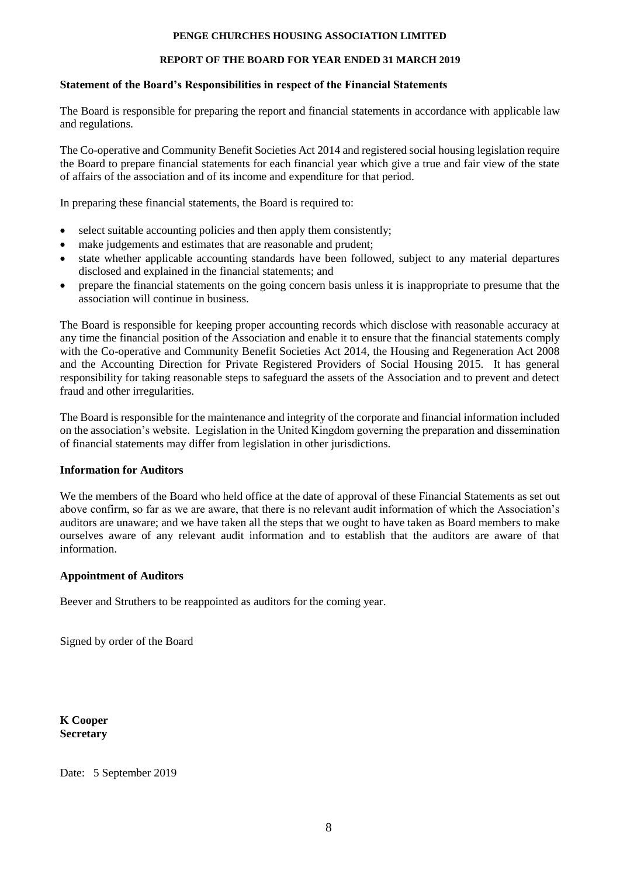**PENGE CHURCHES HOUSING ASSOCIATION LIMITED**

**REPORT OF THE BOARD FOR YEAR ENDED 31 MARCH 2019**

**Statement of the Board's Responsibilities in respect of the Financial Statements**

The Board is responsible for preparing the report and financial statements in accordance with applicable law and regulations.

The Co-operative and Community Benefit Societies Act 2014 and registered social housing legislation require the Board to prepare financial statements for each financial year which give a true and fair view of the state of affairs of the association and of its income and expenditure for that period.

In preparing these financial statements, the Board is required to:

- select suitable accounting policies and then apply them consistently;
- make judgements and estimates that are reasonable and prudent;
- state whether applicable accounting standards have been followed, subject to any material departures disclosed and explained in the financial statements; and
- prepare the financial statements on the going concern basis unless it is inappropriate to presume that the association will continue in business.

The Board is responsible for keeping proper accounting records which disclose with reasonable accuracy at any time the financial position of the Association and enable it to ensure that the financial statements comply with the Co-operative and Community Benefit Societies Act 2014, the Housing and Regeneration Act 2008 and the Accounting Direction for Private Registered Providers of Social Housing 2015. It has general responsibility for taking reasonable steps to safeguard the assets of the Association and to prevent and detect fraud and other irregularities.

The Board is responsible for the maintenance and integrity of the corporate and financial information included on the association's website. Legislation in the United Kingdom governing the preparation and dissemination of financial statements may differ from legislation in other jurisdictions.

**Information for Auditors**

We the members of the Board who held office at the date of approval of these Financial Statements as set out above confirm, so far as we are aware, that there is no relevant audit information of which the Association's auditors are unaware; and we have taken all the steps that we ought to have taken as Board members to make ourselves aware of any relevant audit information and to establish that the auditors are aware of that information.

**Appointment of Auditors**

Beever and Struthers to be reappointed as auditors for the coming year.

Signed by order of the Board

**K Cooper**
**Secretary**

Date: 5 September 2019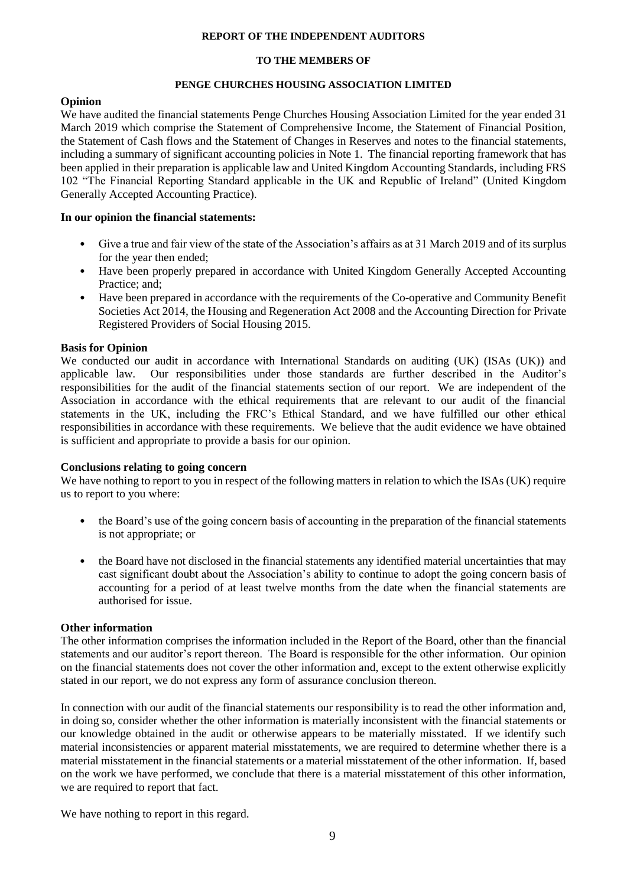**REPORT OF THE INDEPENDENT AUDITORS**

**TO THE MEMBERS OF**

**PENGE CHURCHES HOUSING ASSOCIATION LIMITED**

**Opinion**

We have audited the financial statements Penge Churches Housing Association Limited for the year ended 31 March 2019 which comprise the Statement of Comprehensive Income, the Statement of Financial Position, the Statement of Cash flows and the Statement of Changes in Reserves and notes to the financial statements, including a summary of significant accounting policies in Note 1. The financial reporting framework that has been applied in their preparation is applicable law and United Kingdom Accounting Standards, including FRS 102 "The Financial Reporting Standard applicable in the UK and Republic of Ireland" (United Kingdom Generally Accepted Accounting Practice).

**In our opinion the financial statements:**

- Give a true and fair view of the state of the Association's affairs as at 31 March 2019 and of its surplus for the year then ended;
- Have been properly prepared in accordance with United Kingdom Generally Accepted Accounting Practice; and;
- Have been prepared in accordance with the requirements of the Co-operative and Community Benefit Societies Act 2014, the Housing and Regeneration Act 2008 and the Accounting Direction for Private Registered Providers of Social Housing 2015.

**Basis for Opinion**

We conducted our audit in accordance with International Standards on auditing (UK) (ISAs (UK)) and applicable law. Our responsibilities under those standards are further described in the Auditor's responsibilities for the audit of the financial statements section of our report. We are independent of the Association in accordance with the ethical requirements that are relevant to our audit of the financial statements in the UK, including the FRC's Ethical Standard, and we have fulfilled our other ethical responsibilities in accordance with these requirements. We believe that the audit evidence we have obtained is sufficient and appropriate to provide a basis for our opinion.

**Conclusions relating to going concern**

We have nothing to report to you in respect of the following matters in relation to which the ISAs (UK) require us to report to you where:

- the Board's use of the going concern basis of accounting in the preparation of the financial statements is not appropriate; or
- the Board have not disclosed in the financial statements any identified material uncertainties that may cast significant doubt about the Association's ability to continue to adopt the going concern basis of accounting for a period of at least twelve months from the date when the financial statements are authorised for issue.

**Other information**

The other information comprises the information included in the Report of the Board, other than the financial statements and our auditor's report thereon. The Board is responsible for the other information. Our opinion on the financial statements does not cover the other information and, except to the extent otherwise explicitly stated in our report, we do not express any form of assurance conclusion thereon.

In connection with our audit of the financial statements our responsibility is to read the other information and, in doing so, consider whether the other information is materially inconsistent with the financial statements or our knowledge obtained in the audit or otherwise appears to be materially misstated. If we identify such material inconsistencies or apparent material misstatements, we are required to determine whether there is a material misstatement in the financial statements or a material misstatement of the other information. If, based on the work we have performed, we conclude that there is a material misstatement of this other information, we are required to report that fact.

We have nothing to report in this regard.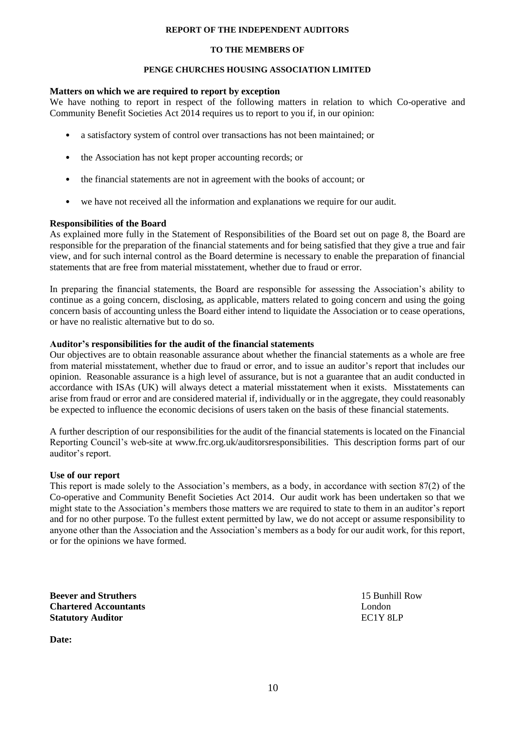**REPORT OF THE INDEPENDENT AUDITORS**

**TO THE MEMBERS OF**

**PENGE CHURCHES HOUSING ASSOCIATION LIMITED**

### Matters on which we are required to report by exception

We have nothing to report in respect of the following matters in relation to which Co-operative and Community Benefit Societies Act 2014 requires us to report to you if, in our opinion:

- a satisfactory system of control over transactions has not been maintained; or
- the Association has not kept proper accounting records; or
- the financial statements are not in agreement with the books of account; or
- we have not received all the information and explanations we require for our audit.

### Responsibilities of the Board

As explained more fully in the Statement of Responsibilities of the Board set out on page 8, the Board are responsible for the preparation of the financial statements and for being satisfied that they give a true and fair view, and for such internal control as the Board determine is necessary to enable the preparation of financial statements that are free from material misstatement, whether due to fraud or error.

In preparing the financial statements, the Board are responsible for assessing the Association's ability to continue as a going concern, disclosing, as applicable, matters related to going concern and using the going concern basis of accounting unless the Board either intend to liquidate the Association or to cease operations, or have no realistic alternative but to do so.

### Auditor's responsibilities for the audit of the financial statements

Our objectives are to obtain reasonable assurance about whether the financial statements as a whole are free from material misstatement, whether due to fraud or error, and to issue an auditor's report that includes our opinion. Reasonable assurance is a high level of assurance, but is not a guarantee that an audit conducted in accordance with ISAs (UK) will always detect a material misstatement when it exists. Misstatements can arise from fraud or error and are considered material if, individually or in the aggregate, they could reasonably be expected to influence the economic decisions of users taken on the basis of these financial statements.

A further description of our responsibilities for the audit of the financial statements is located on the Financial Reporting Council's web-site at www.frc.org.uk/auditorsresponsibilities. This description forms part of our auditor's report.

### Use of our report

This report is made solely to the Association's members, as a body, in accordance with section 87(2) of the Co-operative and Community Benefit Societies Act 2014. Our audit work has been undertaken so that we might state to the Association's members those matters we are required to state to them in an auditor's report and for no other purpose. To the fullest extent permitted by law, we do not accept or assume responsibility to anyone other than the Association and the Association's members as a body for our audit work, for this report, or for the opinions we have formed.

**Beever and Struthers**
**Chartered Accountants**
**Statutory Auditor**

15 Bunhill Row
London
EC1Y 8LP

**Date:**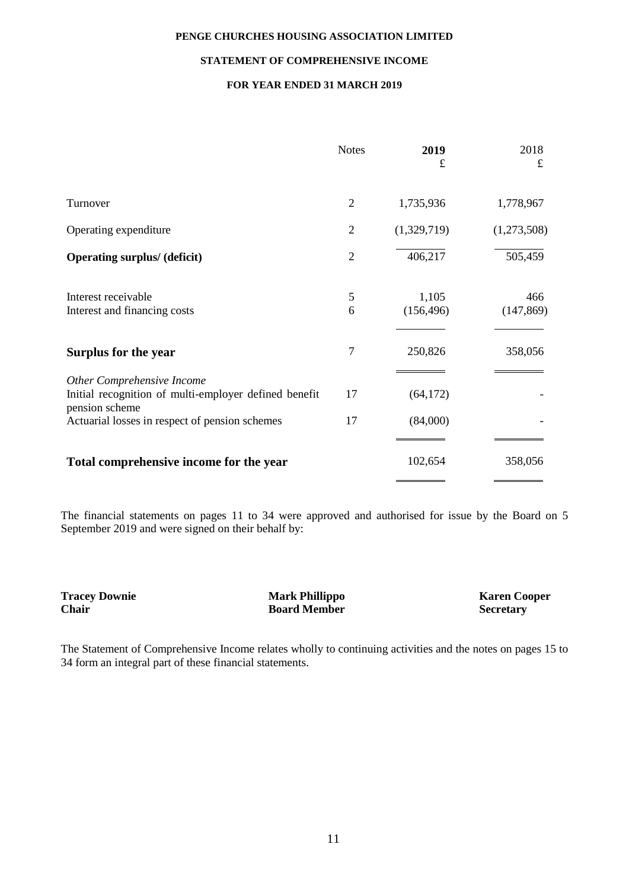**PENGE CHURCHES HOUSING ASSOCIATION LIMITED**

**STATEMENT OF COMPREHENSIVE INCOME**

**FOR YEAR ENDED 31 MARCH 2019**

| | Notes | **2019** £ | 2018 £ |
|---|---|---|---|
| Turnover | 2 | 1,735,936 | 1,778,967 |
| Operating expenditure | 2 | (1,329,719) | (1,273,508) |
| **Operating surplus/ (deficit)** | 2 | 406,217 | 505,459 |
| Interest receivable | 5 | 1,105 | 466 |
| Interest and financing costs | 6 | (156,496) | (147,869) |
| **Surplus for the year** | 7 | 250,826 | 358,056 |
| *Other Comprehensive Income* | | | |
| Initial recognition of multi-employer defined benefit pension scheme | 17 | (64,172) | - |
| Actuarial losses in respect of pension schemes | 17 | (84,000) | - |
| **Total comprehensive income for the year** | | 102,654 | 358,056 |

The financial statements on pages 11 to 34 were approved and authorised for issue by the Board on 5 September 2019 and were signed on their behalf by:

| **Tracey Downie** | **Mark Phillippo** | **Karen Cooper** |
|---|---|---|
| **Chair** | **Board Member** | **Secretary** |

The Statement of Comprehensive Income relates wholly to continuing activities and the notes on pages 15 to 34 form an integral part of these financial statements.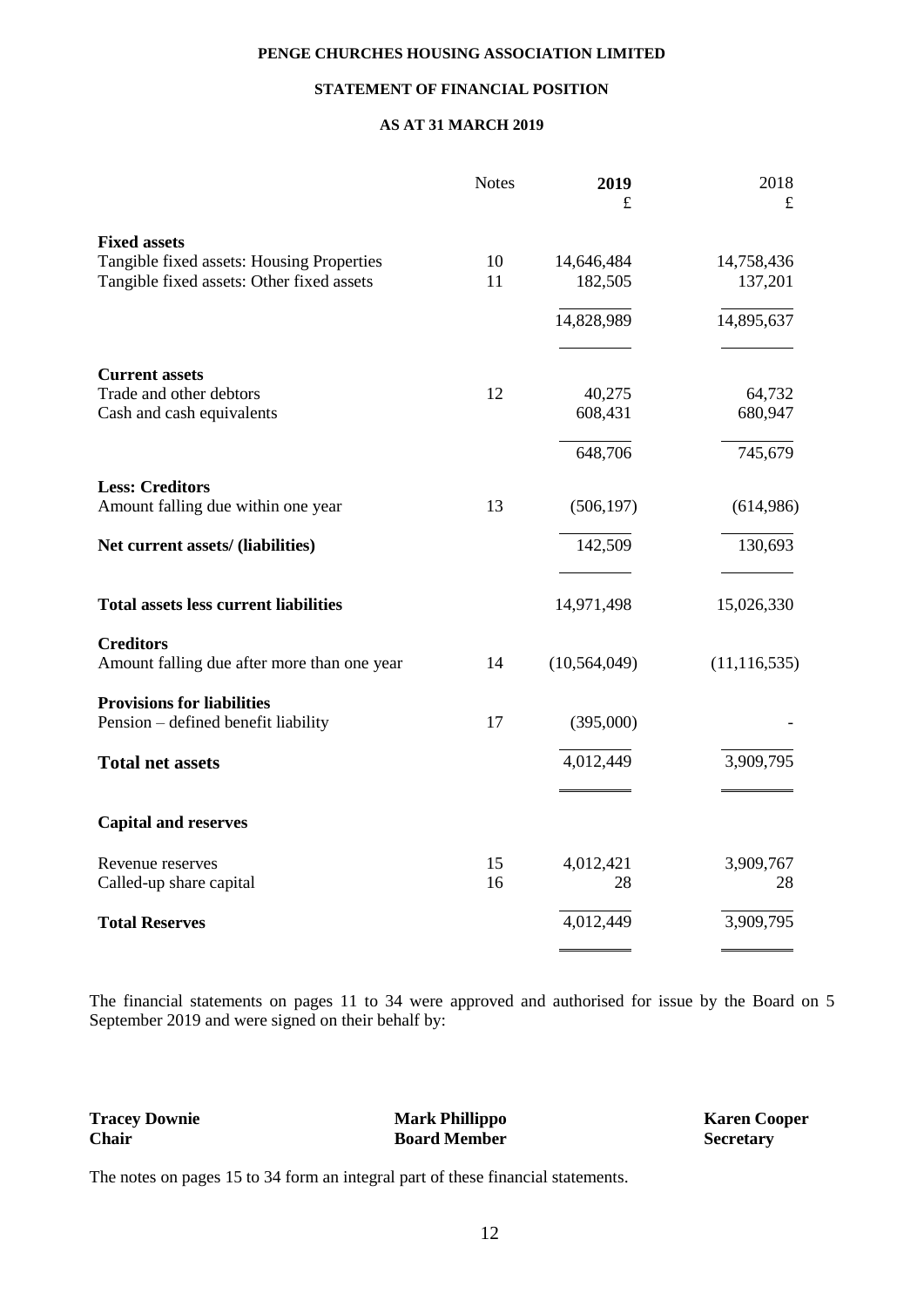**PENGE CHURCHES HOUSING ASSOCIATION LIMITED**

**STATEMENT OF FINANCIAL POSITION**

**AS AT 31 MARCH 2019**

| | Notes | **2019** £ | 2018 £ |
|---|---|---|---|
| **Fixed assets** | | | |
| Tangible fixed assets: Housing Properties | 10 | 14,646,484 | 14,758,436 |
| Tangible fixed assets: Other fixed assets | 11 | 182,505 | 137,201 |
| | | 14,828,989 | 14,895,637 |
| **Current assets** | | | |
| Trade and other debtors | 12 | 40,275 | 64,732 |
| Cash and cash equivalents | | 608,431 | 680,947 |
| | | 648,706 | 745,679 |
| **Less: Creditors** | | | |
| Amount falling due within one year | 13 | (506,197) | (614,986) |
| **Net current assets/ (liabilities)** | | 142,509 | 130,693 |
| **Total assets less current liabilities** | | 14,971,498 | 15,026,330 |
| **Creditors** | | | |
| Amount falling due after more than one year | 14 | (10,564,049) | (11,116,535) |
| **Provisions for liabilities** | | | |
| Pension – defined benefit liability | 17 | (395,000) | - |
| **Total net assets** | | 4,012,449 | 3,909,795 |
| **Capital and reserves** | | | |
| Revenue reserves | 15 | 4,012,421 | 3,909,767 |
| Called-up share capital | 16 | 28 | 28 |
| **Total Reserves** | | 4,012,449 | 3,909,795 |

The financial statements on pages 11 to 34 were approved and authorised for issue by the Board on 5 September 2019 and were signed on their behalf by:

| | | |
|---|---|---|
| **Tracey Downie** | **Mark Phillippo** | **Karen Cooper** |
| **Chair** | **Board Member** | **Secretary** |

The notes on pages 15 to 34 form an integral part of these financial statements.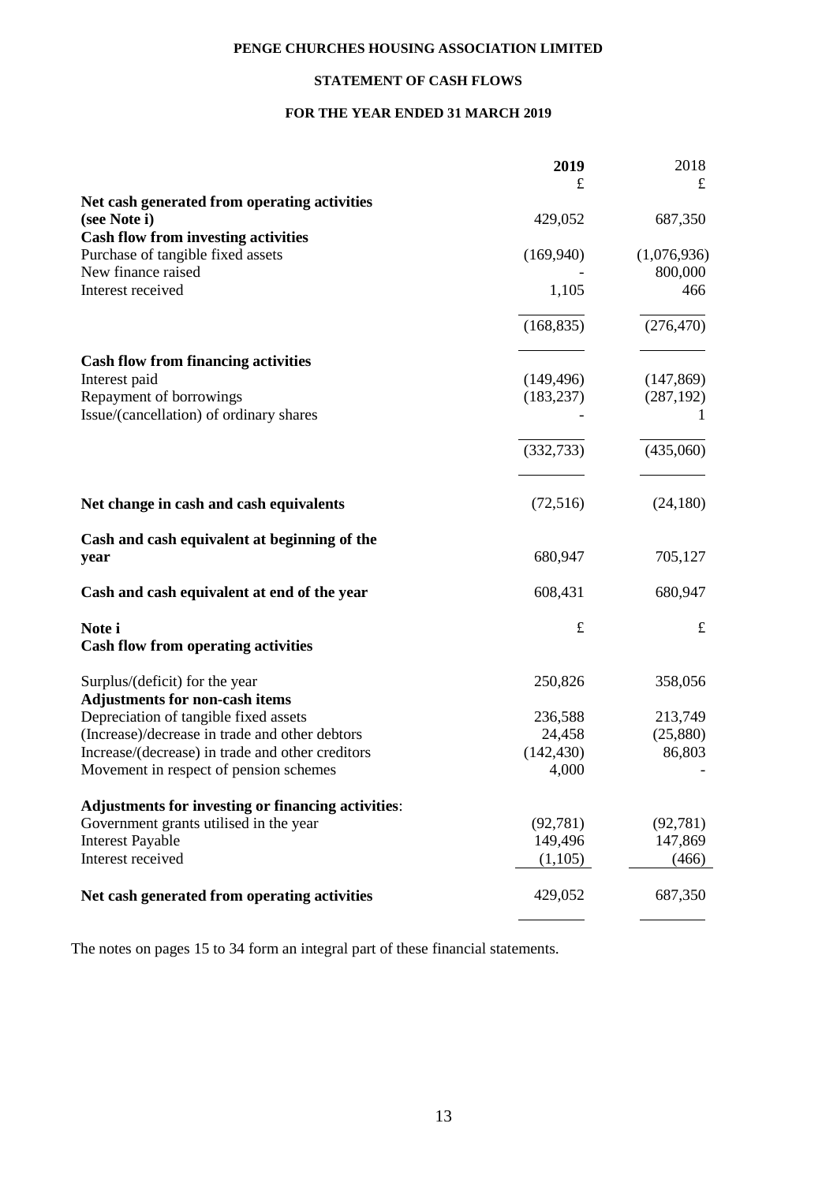**PENGE CHURCHES HOUSING ASSOCIATION LIMITED**

**STATEMENT OF CASH FLOWS**

**FOR THE YEAR ENDED 31 MARCH 2019**

| | **2019** £ | 2018 £ |
|---|---|---|
| **Net cash generated from operating activities (see Note i)** | 429,052 | 687,350 |
| **Cash flow from investing activities** | | |
| Purchase of tangible fixed assets | (169,940) | (1,076,936) |
| New finance raised | - | 800,000 |
| Interest received | 1,105 | 466 |
| | (168,835) | (276,470) |
| **Cash flow from financing activities** | | |
| Interest paid | (149,496) | (147,869) |
| Repayment of borrowings | (183,237) | (287,192) |
| Issue/(cancellation) of ordinary shares | - | 1 |
| | (332,733) | (435,060) |
| **Net change in cash and cash equivalents** | (72,516) | (24,180) |
| **Cash and cash equivalent at beginning of the year** | 680,947 | 705,127 |
| **Cash and cash equivalent at end of the year** | 608,431 | 680,947 |

| **Note i** | £ | £ |
|---|---|---|
| **Cash flow from operating activities** | | |
| Surplus/(deficit) for the year | 250,826 | 358,056 |
| **Adjustments for non-cash items** | | |
| Depreciation of tangible fixed assets | 236,588 | 213,749 |
| (Increase)/decrease in trade and other debtors | 24,458 | (25,880) |
| Increase/(decrease) in trade and other creditors | (142,430) | 86,803 |
| Movement in respect of pension schemes | 4,000 | - |
| **Adjustments for investing or financing activities**: | | |
| Government grants utilised in the year | (92,781) | (92,781) |
| Interest Payable | 149,496 | 147,869 |
| Interest received | (1,105) | (466) |
| **Net cash generated from operating activities** | 429,052 | 687,350 |

The notes on pages 15 to 34 form an integral part of these financial statements.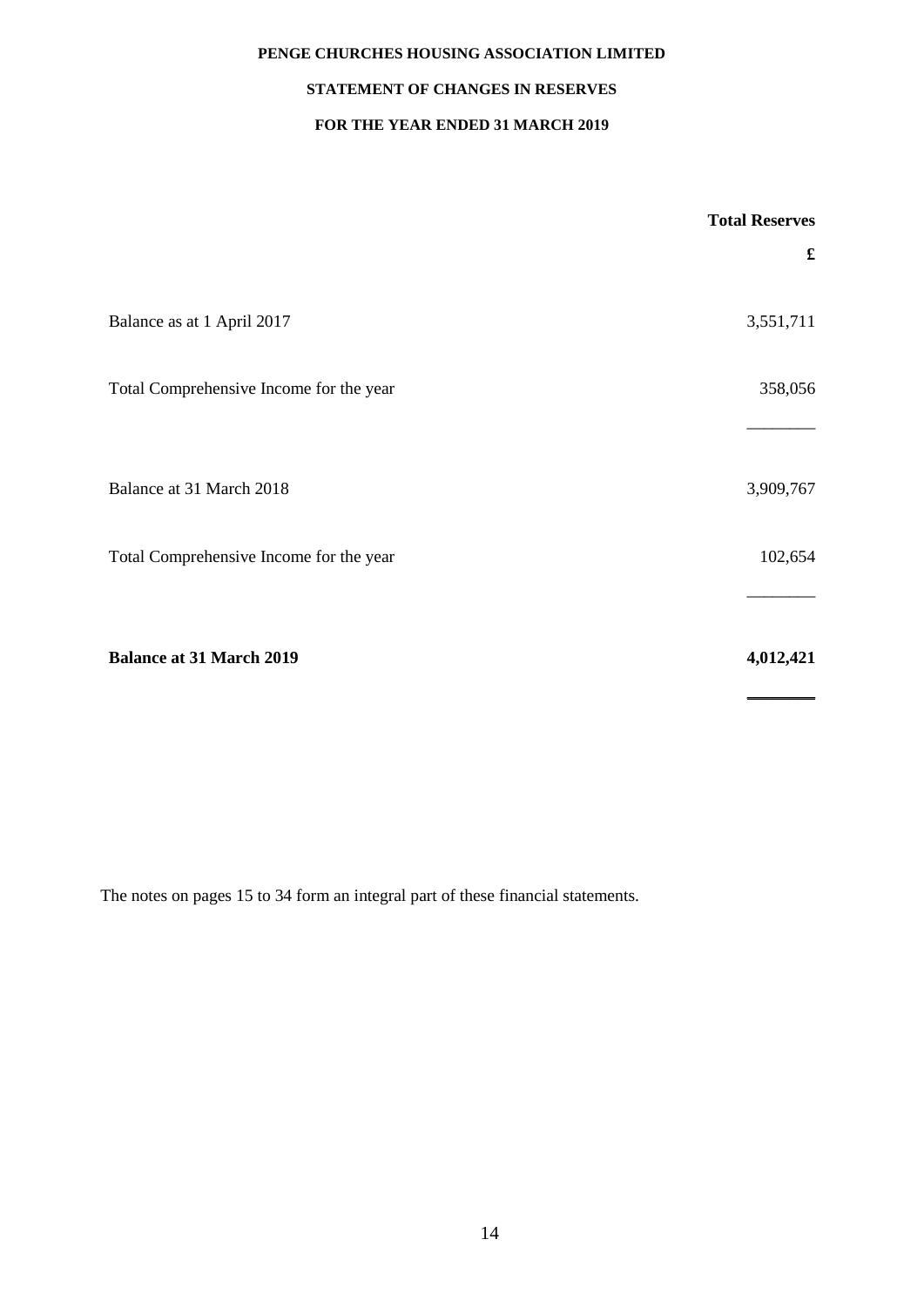**PENGE CHURCHES HOUSING ASSOCIATION LIMITED**

**STATEMENT OF CHANGES IN RESERVES**

**FOR THE YEAR ENDED 31 MARCH 2019**

| | **Total Reserves** |
|---|---|
| | **£** |
| Balance as at 1 April 2017 | 3,551,711 |
| Total Comprehensive Income for the year | 358,056 |
| Balance at 31 March 2018 | 3,909,767 |
| Total Comprehensive Income for the year | 102,654 |
| **Balance at 31 March 2019** | **4,012,421** |

The notes on pages 15 to 34 form an integral part of these financial statements.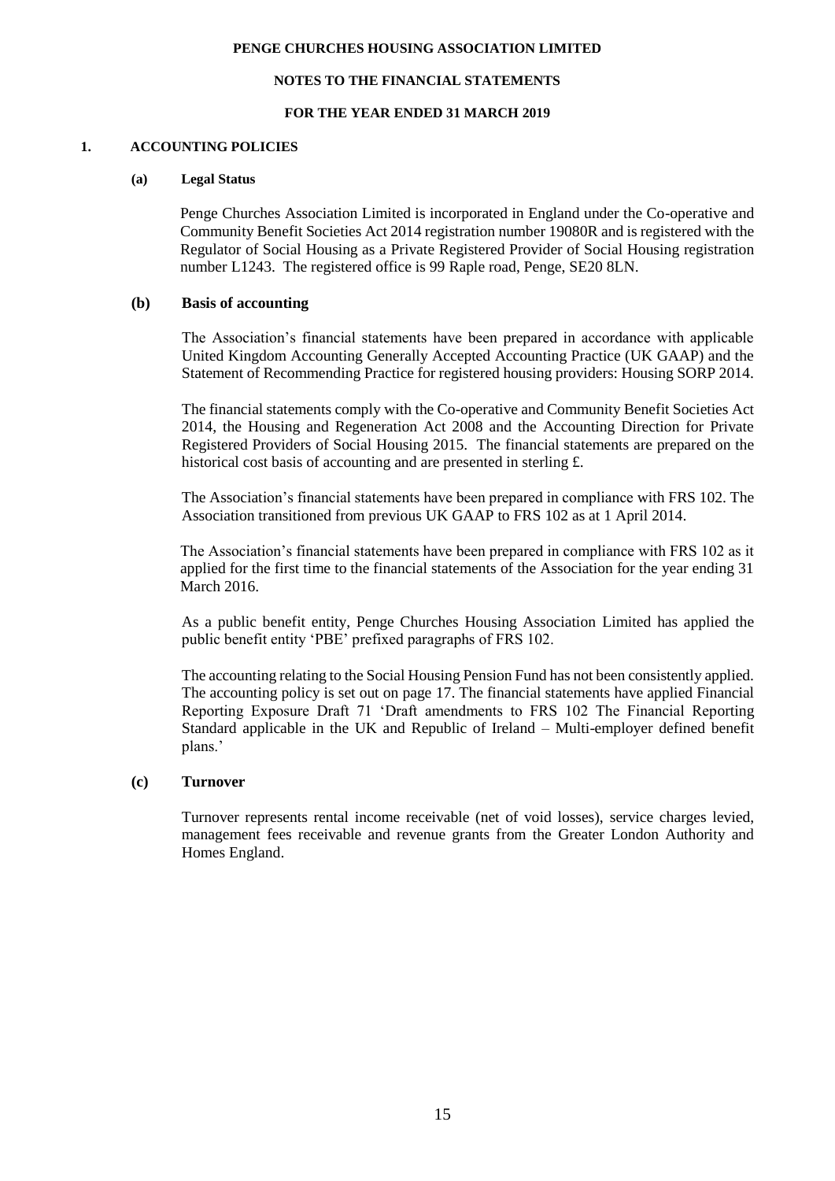PENGE CHURCHES HOUSING ASSOCIATION LIMITED

NOTES TO THE FINANCIAL STATEMENTS

FOR THE YEAR ENDED 31 MARCH 2019

## 1. ACCOUNTING POLICIES

### (a) Legal Status

Penge Churches Association Limited is incorporated in England under the Co-operative and Community Benefit Societies Act 2014 registration number 19080R and is registered with the Regulator of Social Housing as a Private Registered Provider of Social Housing registration number L1243. The registered office is 99 Raple road, Penge, SE20 8LN.

### (b) Basis of accounting

The Association's financial statements have been prepared in accordance with applicable United Kingdom Accounting Generally Accepted Accounting Practice (UK GAAP) and the Statement of Recommending Practice for registered housing providers: Housing SORP 2014.

The financial statements comply with the Co-operative and Community Benefit Societies Act 2014, the Housing and Regeneration Act 2008 and the Accounting Direction for Private Registered Providers of Social Housing 2015. The financial statements are prepared on the historical cost basis of accounting and are presented in sterling £.

The Association's financial statements have been prepared in compliance with FRS 102. The Association transitioned from previous UK GAAP to FRS 102 as at 1 April 2014.

The Association's financial statements have been prepared in compliance with FRS 102 as it applied for the first time to the financial statements of the Association for the year ending 31 March 2016.

As a public benefit entity, Penge Churches Housing Association Limited has applied the public benefit entity 'PBE' prefixed paragraphs of FRS 102.

The accounting relating to the Social Housing Pension Fund has not been consistently applied. The accounting policy is set out on page 17. The financial statements have applied Financial Reporting Exposure Draft 71 'Draft amendments to FRS 102 The Financial Reporting Standard applicable in the UK and Republic of Ireland – Multi-employer defined benefit plans.'

### (c) Turnover

Turnover represents rental income receivable (net of void losses), service charges levied, management fees receivable and revenue grants from the Greater London Authority and Homes England.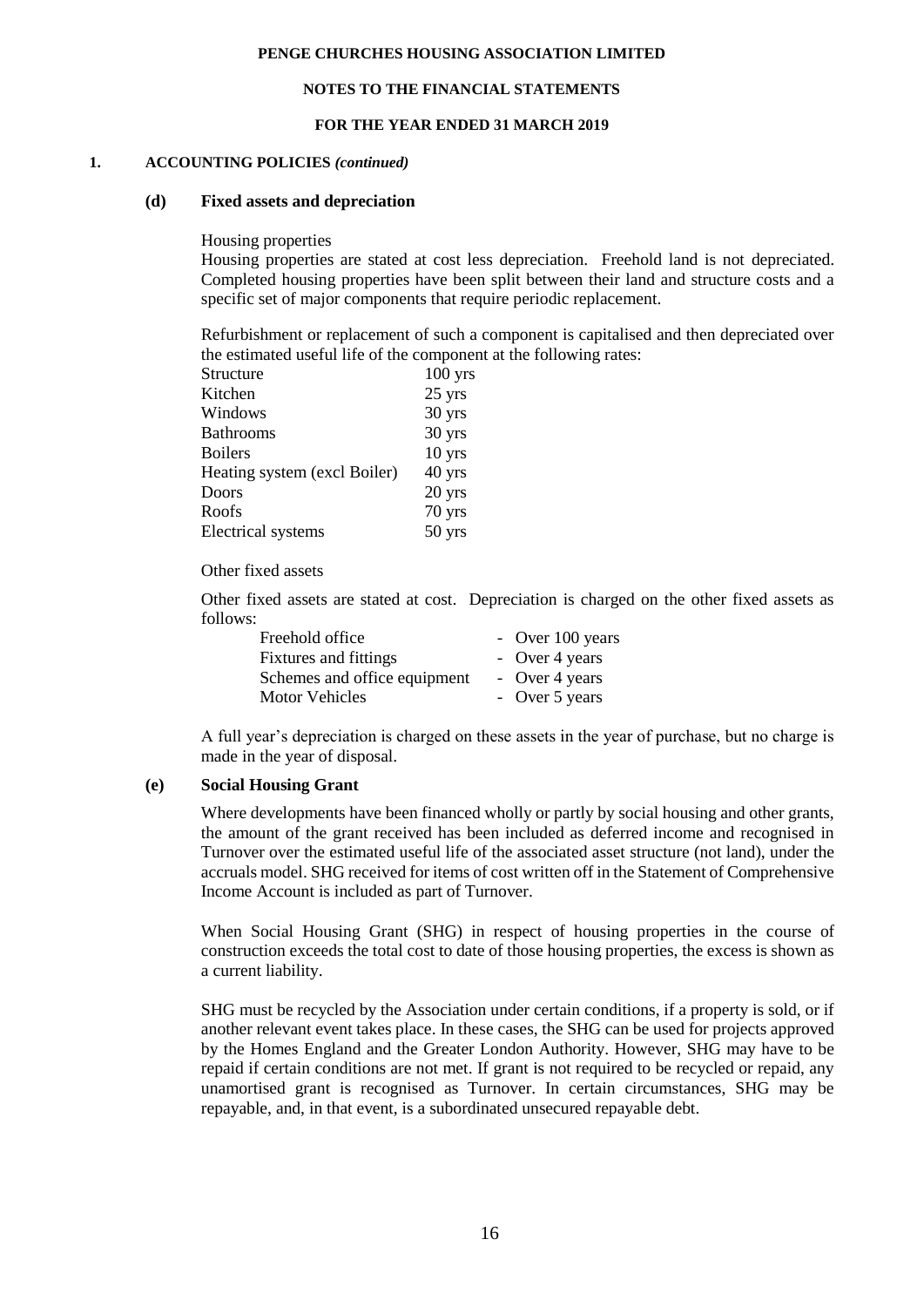## 1. ACCOUNTING POLICIES *(continued)*

### (d) Fixed assets and depreciation

Housing properties

Housing properties are stated at cost less depreciation. Freehold land is not depreciated. Completed housing properties have been split between their land and structure costs and a specific set of major components that require periodic replacement.

Refurbishment or replacement of such a component is capitalised and then depreciated over the estimated useful life of the component at the following rates:

| | |
|---|---|
| Structure | 100 yrs |
| Kitchen | 25 yrs |
| Windows | 30 yrs |
| Bathrooms | 30 yrs |
| Boilers | 10 yrs |
| Heating system (excl Boiler) | 40 yrs |
| Doors | 20 yrs |
| Roofs | 70 yrs |
| Electrical systems | 50 yrs |

Other fixed assets

Other fixed assets are stated at cost. Depreciation is charged on the other fixed assets as follows:

| | |
|---|---|
| Freehold office | - Over 100 years |
| Fixtures and fittings | - Over 4 years |
| Schemes and office equipment | - Over 4 years |
| Motor Vehicles | - Over 5 years |

A full year's depreciation is charged on these assets in the year of purchase, but no charge is made in the year of disposal.

### (e) Social Housing Grant

Where developments have been financed wholly or partly by social housing and other grants, the amount of the grant received has been included as deferred income and recognised in Turnover over the estimated useful life of the associated asset structure (not land), under the accruals model. SHG received for items of cost written off in the Statement of Comprehensive Income Account is included as part of Turnover.

When Social Housing Grant (SHG) in respect of housing properties in the course of construction exceeds the total cost to date of those housing properties, the excess is shown as a current liability.

SHG must be recycled by the Association under certain conditions, if a property is sold, or if another relevant event takes place. In these cases, the SHG can be used for projects approved by the Homes England and the Greater London Authority. However, SHG may have to be repaid if certain conditions are not met. If grant is not required to be recycled or repaid, any unamortised grant is recognised as Turnover. In certain circumstances, SHG may be repayable, and, in that event, is a subordinated unsecured repayable debt.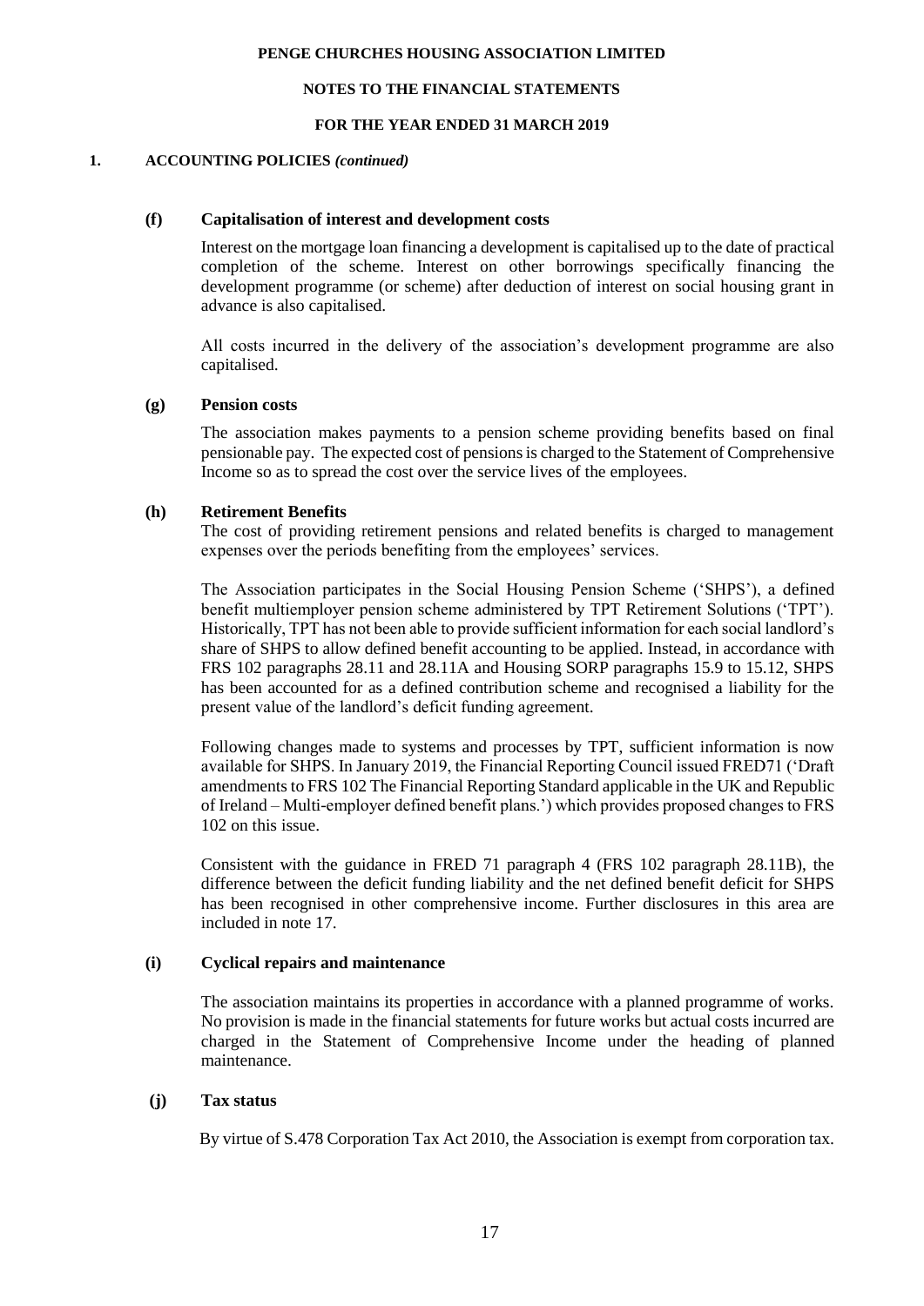## 1. ACCOUNTING POLICIES *(continued)*

### (f) Capitalisation of interest and development costs

Interest on the mortgage loan financing a development is capitalised up to the date of practical completion of the scheme. Interest on other borrowings specifically financing the development programme (or scheme) after deduction of interest on social housing grant in advance is also capitalised.

All costs incurred in the delivery of the association's development programme are also capitalised.

### (g) Pension costs

The association makes payments to a pension scheme providing benefits based on final pensionable pay. The expected cost of pensions is charged to the Statement of Comprehensive Income so as to spread the cost over the service lives of the employees.

### (h) Retirement Benefits

The cost of providing retirement pensions and related benefits is charged to management expenses over the periods benefiting from the employees' services.

The Association participates in the Social Housing Pension Scheme ('SHPS'), a defined benefit multiemployer pension scheme administered by TPT Retirement Solutions ('TPT'). Historically, TPT has not been able to provide sufficient information for each social landlord's share of SHPS to allow defined benefit accounting to be applied. Instead, in accordance with FRS 102 paragraphs 28.11 and 28.11A and Housing SORP paragraphs 15.9 to 15.12, SHPS has been accounted for as a defined contribution scheme and recognised a liability for the present value of the landlord's deficit funding agreement.

Following changes made to systems and processes by TPT, sufficient information is now available for SHPS. In January 2019, the Financial Reporting Council issued FRED71 ('Draft amendments to FRS 102 The Financial Reporting Standard applicable in the UK and Republic of Ireland – Multi-employer defined benefit plans.') which provides proposed changes to FRS 102 on this issue.

Consistent with the guidance in FRED 71 paragraph 4 (FRS 102 paragraph 28.11B), the difference between the deficit funding liability and the net defined benefit deficit for SHPS has been recognised in other comprehensive income. Further disclosures in this area are included in note 17.

### (i) Cyclical repairs and maintenance

The association maintains its properties in accordance with a planned programme of works. No provision is made in the financial statements for future works but actual costs incurred are charged in the Statement of Comprehensive Income under the heading of planned maintenance.

### (j) Tax status

By virtue of S.478 Corporation Tax Act 2010, the Association is exempt from corporation tax.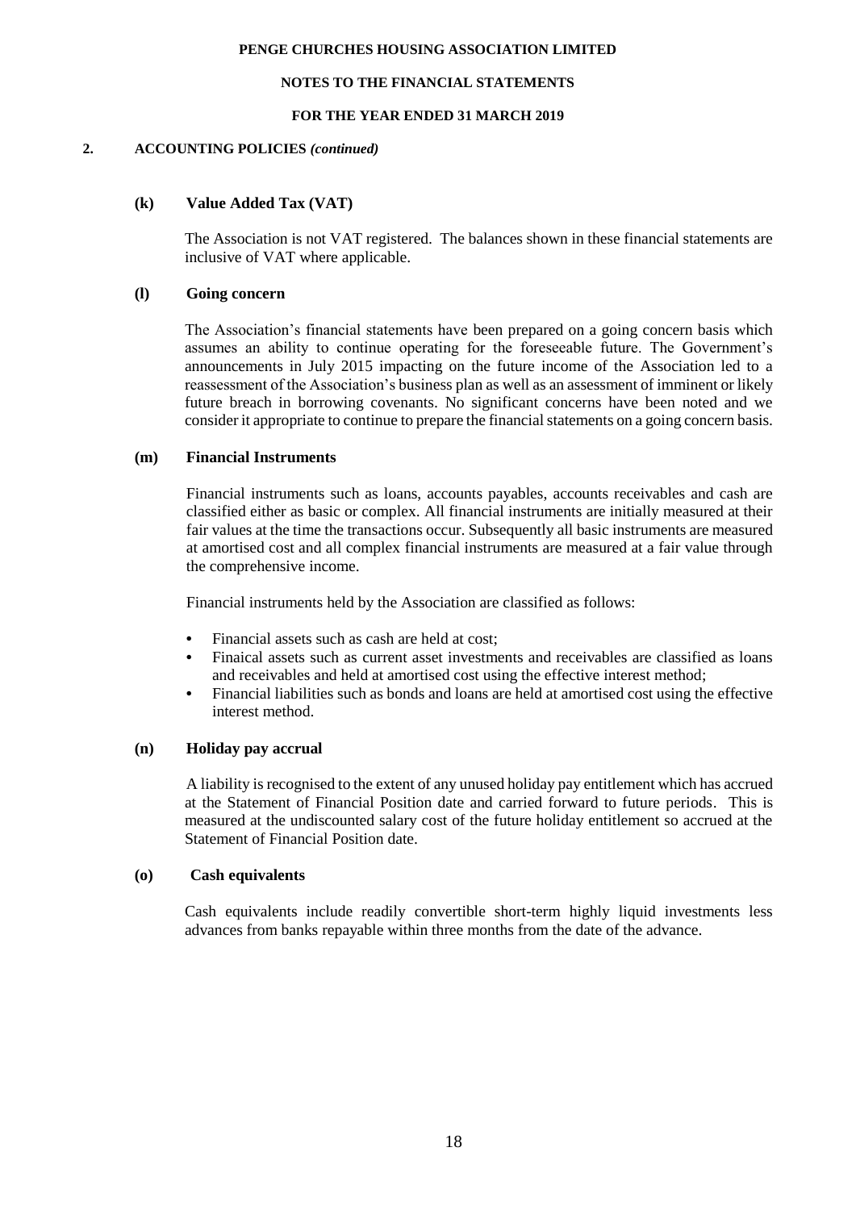## 2. ACCOUNTING POLICIES *(continued)*

### (k) Value Added Tax (VAT)

The Association is not VAT registered. The balances shown in these financial statements are inclusive of VAT where applicable.

### (l) Going concern

The Association's financial statements have been prepared on a going concern basis which assumes an ability to continue operating for the foreseeable future. The Government's announcements in July 2015 impacting on the future income of the Association led to a reassessment of the Association's business plan as well as an assessment of imminent or likely future breach in borrowing covenants. No significant concerns have been noted and we consider it appropriate to continue to prepare the financial statements on a going concern basis.

### (m) Financial Instruments

Financial instruments such as loans, accounts payables, accounts receivables and cash are classified either as basic or complex. All financial instruments are initially measured at their fair values at the time the transactions occur. Subsequently all basic instruments are measured at amortised cost and all complex financial instruments are measured at a fair value through the comprehensive income.

Financial instruments held by the Association are classified as follows:

- Financial assets such as cash are held at cost;
- Finaical assets such as current asset investments and receivables are classified as loans and receivables and held at amortised cost using the effective interest method;
- Financial liabilities such as bonds and loans are held at amortised cost using the effective interest method.

### (n) Holiday pay accrual

A liability is recognised to the extent of any unused holiday pay entitlement which has accrued at the Statement of Financial Position date and carried forward to future periods. This is measured at the undiscounted salary cost of the future holiday entitlement so accrued at the Statement of Financial Position date.

### (o) Cash equivalents

Cash equivalents include readily convertible short-term highly liquid investments less advances from banks repayable within three months from the date of the advance.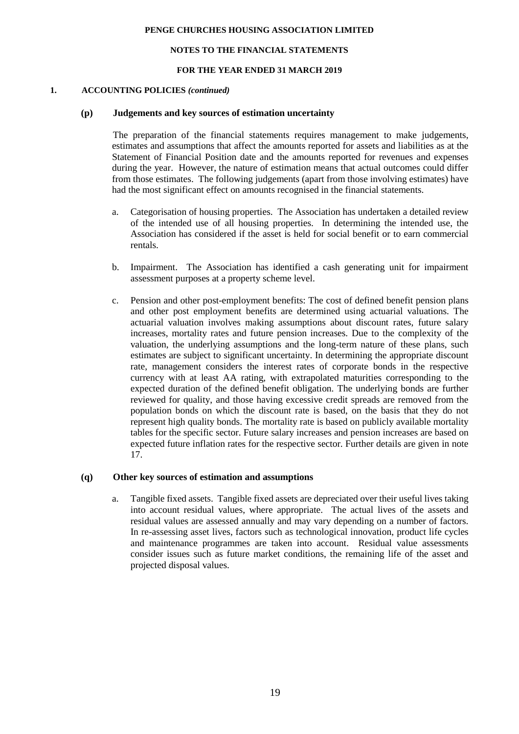## 1. ACCOUNTING POLICIES *(continued)*

### (p) Judgements and key sources of estimation uncertainty

The preparation of the financial statements requires management to make judgements, estimates and assumptions that affect the amounts reported for assets and liabilities as at the Statement of Financial Position date and the amounts reported for revenues and expenses during the year. However, the nature of estimation means that actual outcomes could differ from those estimates. The following judgements (apart from those involving estimates) have had the most significant effect on amounts recognised in the financial statements.

a. Categorisation of housing properties. The Association has undertaken a detailed review of the intended use of all housing properties. In determining the intended use, the Association has considered if the asset is held for social benefit or to earn commercial rentals.

b. Impairment. The Association has identified a cash generating unit for impairment assessment purposes at a property scheme level.

c. Pension and other post-employment benefits: The cost of defined benefit pension plans and other post employment benefits are determined using actuarial valuations. The actuarial valuation involves making assumptions about discount rates, future salary increases, mortality rates and future pension increases. Due to the complexity of the valuation, the underlying assumptions and the long-term nature of these plans, such estimates are subject to significant uncertainty. In determining the appropriate discount rate, management considers the interest rates of corporate bonds in the respective currency with at least AA rating, with extrapolated maturities corresponding to the expected duration of the defined benefit obligation. The underlying bonds are further reviewed for quality, and those having excessive credit spreads are removed from the population bonds on which the discount rate is based, on the basis that they do not represent high quality bonds. The mortality rate is based on publicly available mortality tables for the specific sector. Future salary increases and pension increases are based on expected future inflation rates for the respective sector. Further details are given in note 17.

### (q) Other key sources of estimation and assumptions

a. Tangible fixed assets. Tangible fixed assets are depreciated over their useful lives taking into account residual values, where appropriate. The actual lives of the assets and residual values are assessed annually and may vary depending on a number of factors. In re-assessing asset lives, factors such as technological innovation, product life cycles and maintenance programmes are taken into account. Residual value assessments consider issues such as future market conditions, the remaining life of the asset and projected disposal values.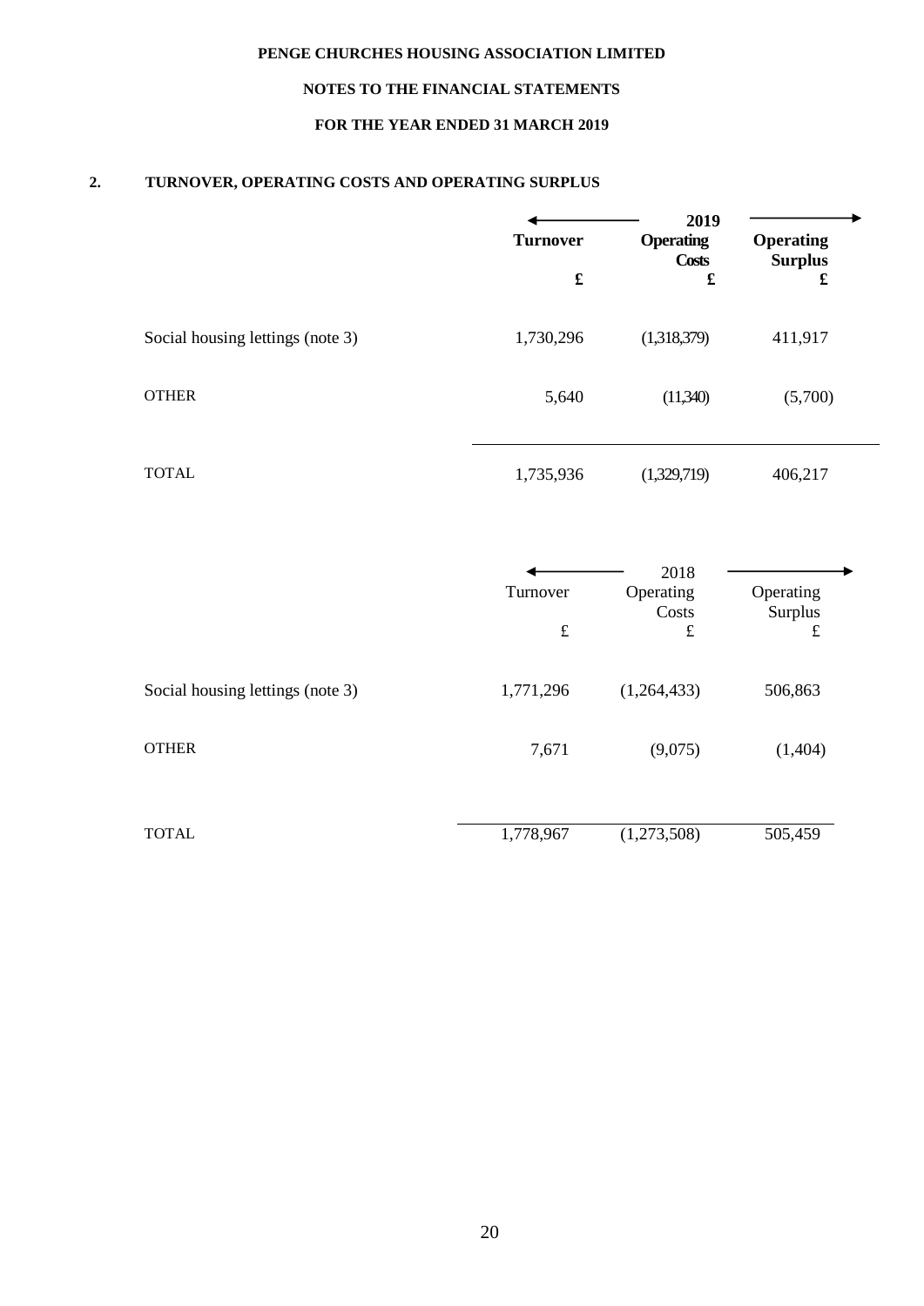**PENGE CHURCHES HOUSING ASSOCIATION LIMITED**

**NOTES TO THE FINANCIAL STATEMENTS**

**FOR THE YEAR ENDED 31 MARCH 2019**

## 2. TURNOVER, OPERATING COSTS AND OPERATING SURPLUS

| | 2019 | | |
|---|---|---|---|
| | **Turnover** | **Operating Costs** | **Operating Surplus** |
| | **£** | **£** | **£** |
| Social housing lettings (note 3) | 1,730,296 | (1,318,379) | 411,917 |
| OTHER | 5,640 | (11,340) | (5,700) |
| TOTAL | 1,735,936 | (1,329,719) | 406,217 |

| | 2018 | | |
|---|---|---|---|
| | Turnover | Operating Costs | Operating Surplus |
| | £ | £ | £ |
| Social housing lettings (note 3) | 1,771,296 | (1,264,433) | 506,863 |
| OTHER | 7,671 | (9,075) | (1,404) |
| TOTAL | 1,778,967 | (1,273,508) | 505,459 |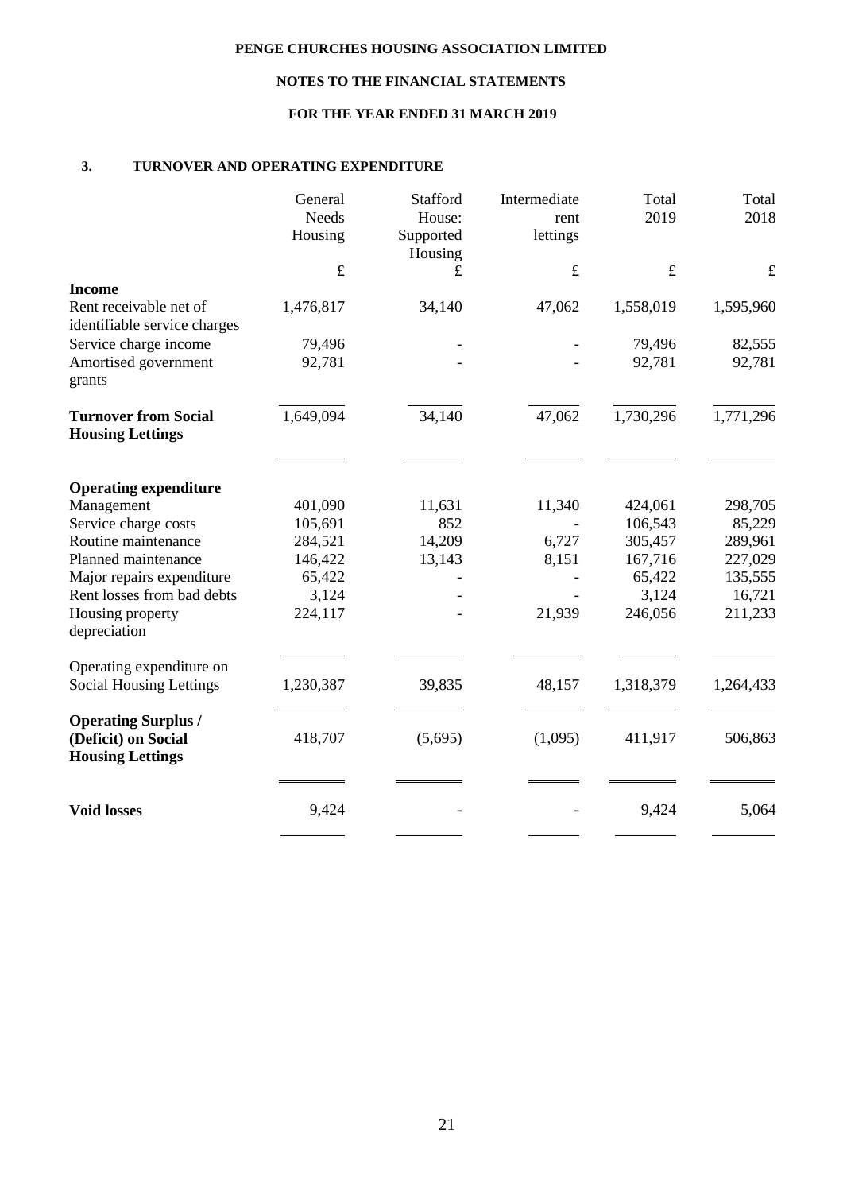**PENGE CHURCHES HOUSING ASSOCIATION LIMITED**

**NOTES TO THE FINANCIAL STATEMENTS**

**FOR THE YEAR ENDED 31 MARCH 2019**

### 3. TURNOVER AND OPERATING EXPENDITURE

| | General Needs Housing | Stafford House: Supported Housing | Intermediate rent lettings | Total 2019 | Total 2018 |
|---|---|---|---|---|---|
| | £ | £ | £ | £ | £ |
| **Income** | | | | | |
| Rent receivable net of identifiable service charges | 1,476,817 | 34,140 | 47,062 | 1,558,019 | 1,595,960 |
| Service charge income | 79,496 | - | - | 79,496 | 82,555 |
| Amortised government grants | 92,781 | - | - | 92,781 | 92,781 |
| **Turnover from Social Housing Lettings** | 1,649,094 | 34,140 | 47,062 | 1,730,296 | 1,771,296 |
| **Operating expenditure** | | | | | |
| Management | 401,090 | 11,631 | 11,340 | 424,061 | 298,705 |
| Service charge costs | 105,691 | 852 | - | 106,543 | 85,229 |
| Routine maintenance | 284,521 | 14,209 | 6,727 | 305,457 | 289,961 |
| Planned maintenance | 146,422 | 13,143 | 8,151 | 167,716 | 227,029 |
| Major repairs expenditure | 65,422 | - | - | 65,422 | 135,555 |
| Rent losses from bad debts | 3,124 | - | - | 3,124 | 16,721 |
| Housing property depreciation | 224,117 | - | 21,939 | 246,056 | 211,233 |
| Operating expenditure on Social Housing Lettings | 1,230,387 | 39,835 | 48,157 | 1,318,379 | 1,264,433 |
| **Operating Surplus / (Deficit) on Social Housing Lettings** | 418,707 | (5,695) | (1,095) | 411,917 | 506,863 |
| **Void losses** | 9,424 | - | - | 9,424 | 5,064 |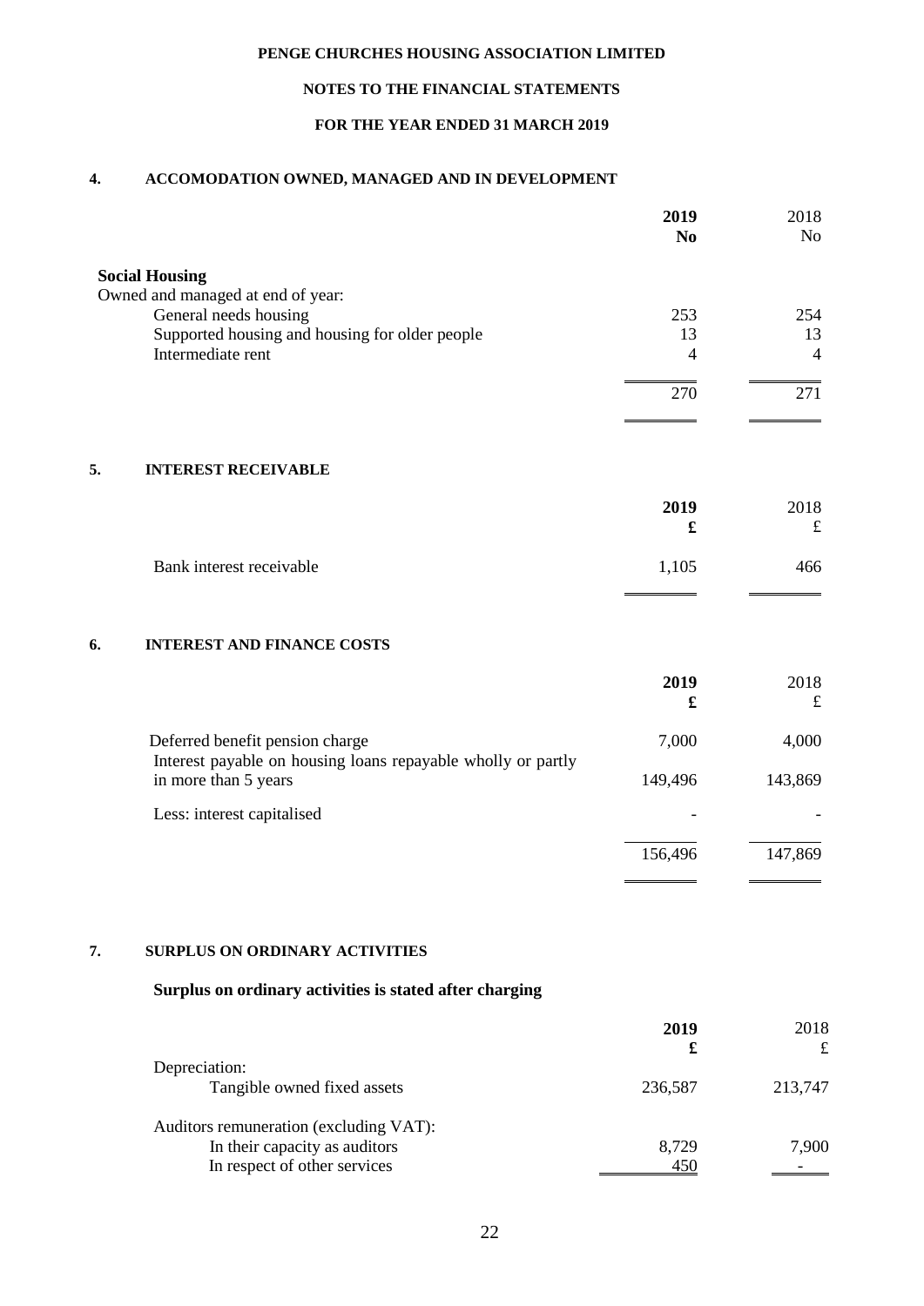**PENGE CHURCHES HOUSING ASSOCIATION LIMITED**

**NOTES TO THE FINANCIAL STATEMENTS**

**FOR THE YEAR ENDED 31 MARCH 2019**

## 4. ACCOMODATION OWNED, MANAGED AND IN DEVELOPMENT

| | **2019** | 2018 |
|---|---|---|
| | **No** | No |
| **Social Housing** | | |
| Owned and managed at end of year: | | |
| General needs housing | 253 | 254 |
| Supported housing and housing for older people | 13 | 13 |
| Intermediate rent | 4 | 4 |
| | 270 | 271 |

## 5. INTEREST RECEIVABLE

| | **2019** | 2018 |
|---|---|---|
| | **£** | £ |
| Bank interest receivable | 1,105 | 466 |

## 6. INTEREST AND FINANCE COSTS

| | **2019** | 2018 |
|---|---|---|
| | **£** | £ |
| Deferred benefit pension charge | 7,000 | 4,000 |
| Interest payable on housing loans repayable wholly or partly in more than 5 years | 149,496 | 143,869 |
| Less: interest capitalised | - | - |
| | 156,496 | 147,869 |

## 7. SURPLUS ON ORDINARY ACTIVITIES

**Surplus on ordinary activities is stated after charging**

| | **2019** | 2018 |
|---|---|---|
| | **£** | £ |
| Depreciation: | | |
| Tangible owned fixed assets | 236,587 | 213,747 |
| Auditors remuneration (excluding VAT): | | |
| In their capacity as auditors | 8,729 | 7,900 |
| In respect of other services | 450 | - |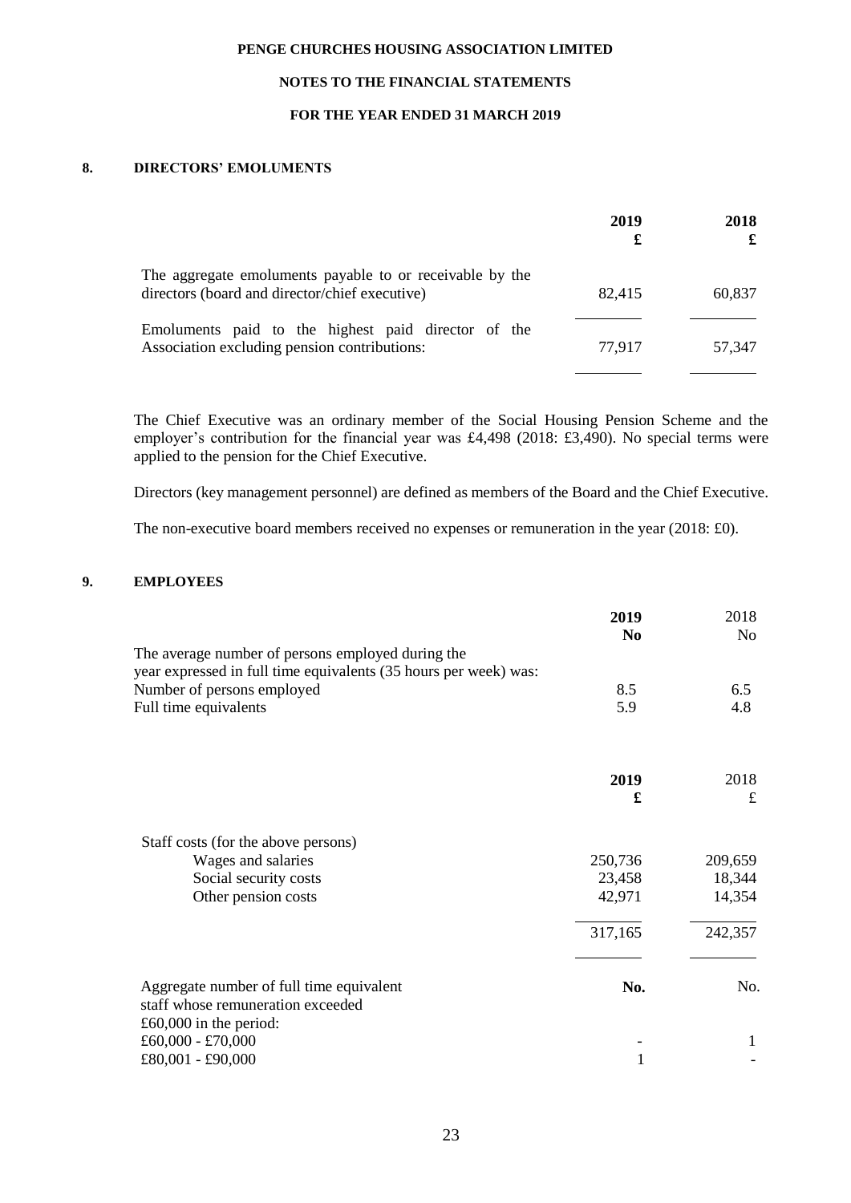## 8. DIRECTORS' EMOLUMENTS

| | **2019** £ | **2018** £ |
|---|---|---|
| The aggregate emoluments payable to or receivable by the directors (board and director/chief executive) | 82,415 | 60,837 |
| Emoluments paid to the highest paid director of the Association excluding pension contributions: | 77,917 | 57,347 |

The Chief Executive was an ordinary member of the Social Housing Pension Scheme and the employer's contribution for the financial year was £4,498 (2018: £3,490). No special terms were applied to the pension for the Chief Executive.

Directors (key management personnel) are defined as members of the Board and the Chief Executive.

The non-executive board members received no expenses or remuneration in the year (2018: £0).

## 9. EMPLOYEES

| | **2019** **No** | 2018 No |
|---|---|---|
| The average number of persons employed during the year expressed in full time equivalents (35 hours per week) was: | | |
| Number of persons employed | 8.5 | 6.5 |
| Full time equivalents | 5.9 | 4.8 |

| | **2019** **£** | 2018 £ |
|---|---|---|
| Staff costs (for the above persons) | | |
| Wages and salaries | 250,736 | 209,659 |
| Social security costs | 23,458 | 18,344 |
| Other pension costs | 42,971 | 14,354 |
| | 317,165 | 242,357 |

| Aggregate number of full time equivalent staff whose remuneration exceeded £60,000 in the period: | **No.** | No. |
|---|---|---|
| £60,000 - £70,000 | - | 1 |
| £80,001 - £90,000 | 1 | - |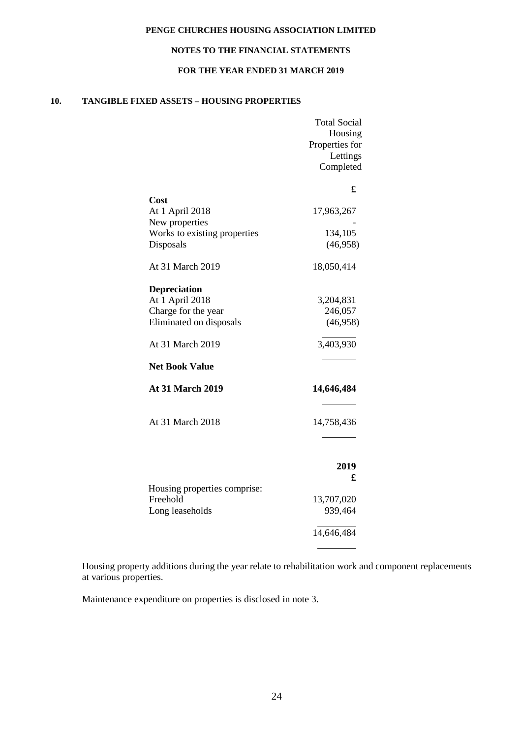## 10. TANGIBLE FIXED ASSETS – HOUSING PROPERTIES

| | Total Social Housing Properties for Lettings Completed |
|---|---|
| | **£** |
| **Cost** | |
| At 1 April 2018 | 17,963,267 |
| New properties | - |
| Works to existing properties | 134,105 |
| Disposals | (46,958) |
| At 31 March 2019 | 18,050,414 |
| **Depreciation** | |
| At 1 April 2018 | 3,204,831 |
| Charge for the year | 246,057 |
| Eliminated on disposals | (46,958) |
| At 31 March 2019 | 3,403,930 |
| **Net Book Value** | |
| **At 31 March 2019** | **14,646,484** |
| At 31 March 2018 | 14,758,436 |

| | **2019** |
|---|---|
| | **£** |
| Housing properties comprise: | |
| Freehold | 13,707,020 |
| Long leaseholds | 939,464 |
| | 14,646,484 |

Housing property additions during the year relate to rehabilitation work and component replacements at various properties.

Maintenance expenditure on properties is disclosed in note 3.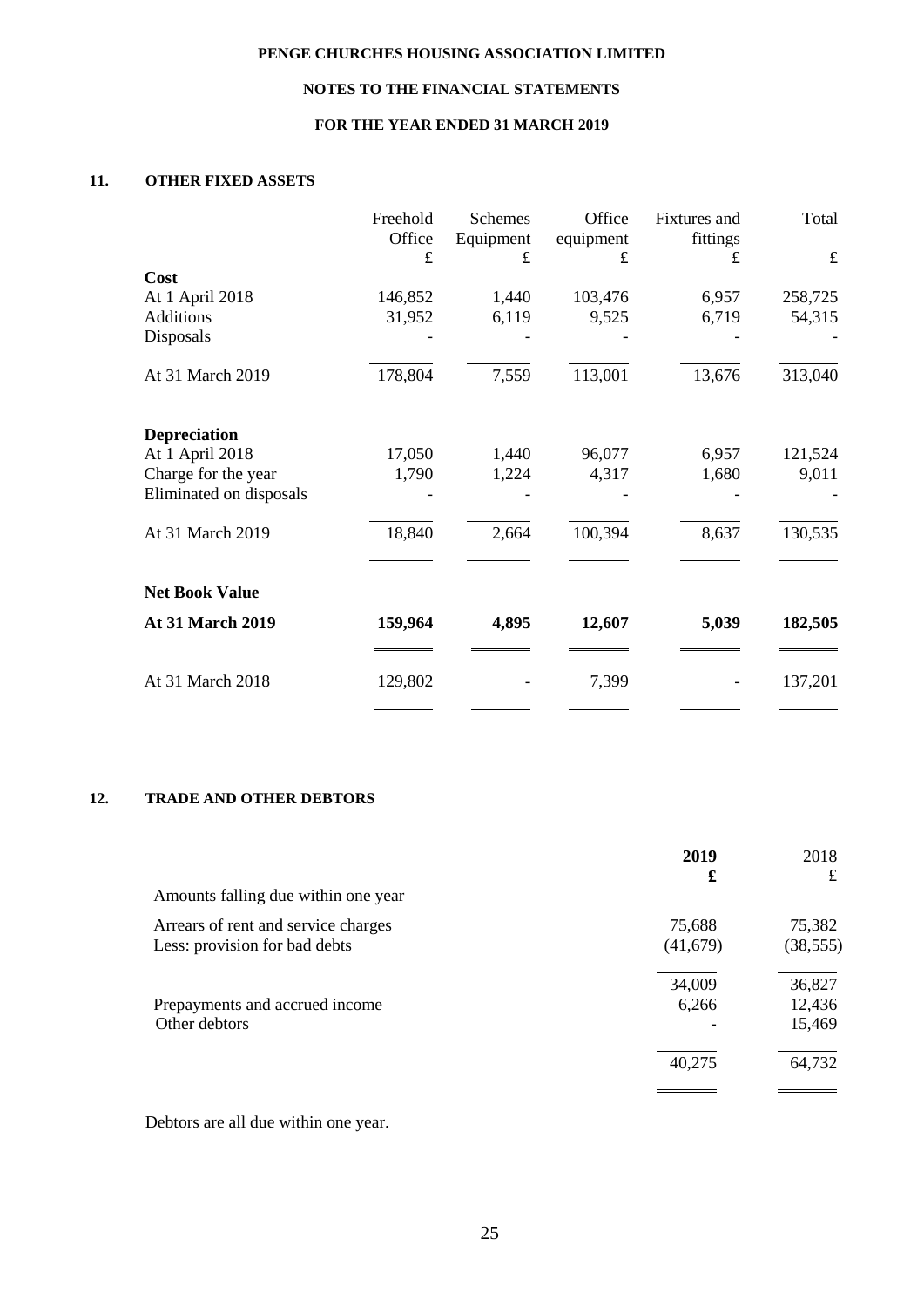PENGE CHURCHES HOUSING ASSOCIATION LIMITED

NOTES TO THE FINANCIAL STATEMENTS

FOR THE YEAR ENDED 31 MARCH 2019

## 11. OTHER FIXED ASSETS

| | Freehold Office £ | Schemes Equipment £ | Office equipment £ | Fixtures and fittings £ | Total £ |
|---|---|---|---|---|---|
| **Cost** | | | | | |
| At 1 April 2018 | 146,852 | 1,440 | 103,476 | 6,957 | 258,725 |
| Additions | 31,952 | 6,119 | 9,525 | 6,719 | 54,315 |
| Disposals | - | - | - | - | - |
| At 31 March 2019 | 178,804 | 7,559 | 113,001 | 13,676 | 313,040 |
| **Depreciation** | | | | | |
| At 1 April 2018 | 17,050 | 1,440 | 96,077 | 6,957 | 121,524 |
| Charge for the year | 1,790 | 1,224 | 4,317 | 1,680 | 9,011 |
| Eliminated on disposals | - | - | - | - | - |
| At 31 March 2019 | 18,840 | 2,664 | 100,394 | 8,637 | 130,535 |
| **Net Book Value** | | | | | |
| **At 31 March 2019** | **159,964** | **4,895** | **12,607** | **5,039** | **182,505** |
| At 31 March 2018 | 129,802 | - | 7,399 | - | 137,201 |

## 12. TRADE AND OTHER DEBTORS

| | **2019 £** | 2018 £ |
|---|---|---|
| Amounts falling due within one year | | |
| Arrears of rent and service charges | 75,688 | 75,382 |
| Less: provision for bad debts | (41,679) | (38,555) |
| | 34,009 | 36,827 |
| Prepayments and accrued income | 6,266 | 12,436 |
| Other debtors | - | 15,469 |
| | 40,275 | 64,732 |

Debtors are all due within one year.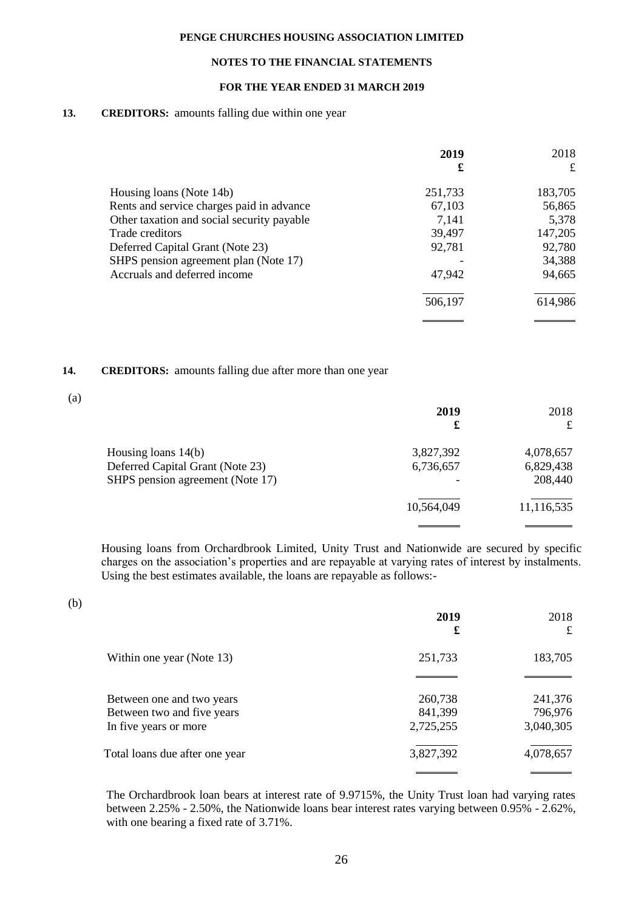# PENGE CHURCHES HOUSING ASSOCIATION LIMITED

## NOTES TO THE FINANCIAL STATEMENTS

## FOR THE YEAR ENDED 31 MARCH 2019

### 13. CREDITORS: amounts falling due within one year

| | 2019 £ | 2018 £ |
|---|---|---|
| Housing loans (Note 14b) | 251,733 | 183,705 |
| Rents and service charges paid in advance | 67,103 | 56,865 |
| Other taxation and social security payable | 7,141 | 5,378 |
| Trade creditors | 39,497 | 147,205 |
| Deferred Capital Grant (Note 23) | 92,781 | 92,780 |
| SHPS pension agreement plan (Note 17) | - | 34,388 |
| Accruals and deferred income | 47,942 | 94,665 |
| | 506,197 | 614,986 |

### 14. CREDITORS: amounts falling due after more than one year

(a)

| | 2019 £ | 2018 £ |
|---|---|---|
| Housing loans 14(b) | 3,827,392 | 4,078,657 |
| Deferred Capital Grant (Note 23) | 6,736,657 | 6,829,438 |
| SHPS pension agreement (Note 17) | - | 208,440 |
| | 10,564,049 | 11,116,535 |

Housing loans from Orchardbrook Limited, Unity Trust and Nationwide are secured by specific charges on the association's properties and are repayable at varying rates of interest by instalments. Using the best estimates available, the loans are repayable as follows:-

(b)

| | 2019 £ | 2018 £ |
|---|---|---|
| Within one year (Note 13) | 251,733 | 183,705 |
| Between one and two years | 260,738 | 241,376 |
| Between two and five years | 841,399 | 796,976 |
| In five years or more | 2,725,255 | 3,040,305 |
| Total loans due after one year | 3,827,392 | 4,078,657 |

The Orchardbrook loan bears at interest rate of 9.9715%, the Unity Trust loan had varying rates between 2.25% - 2.50%, the Nationwide loans bear interest rates varying between 0.95% - 2.62%, with one bearing a fixed rate of 3.71%.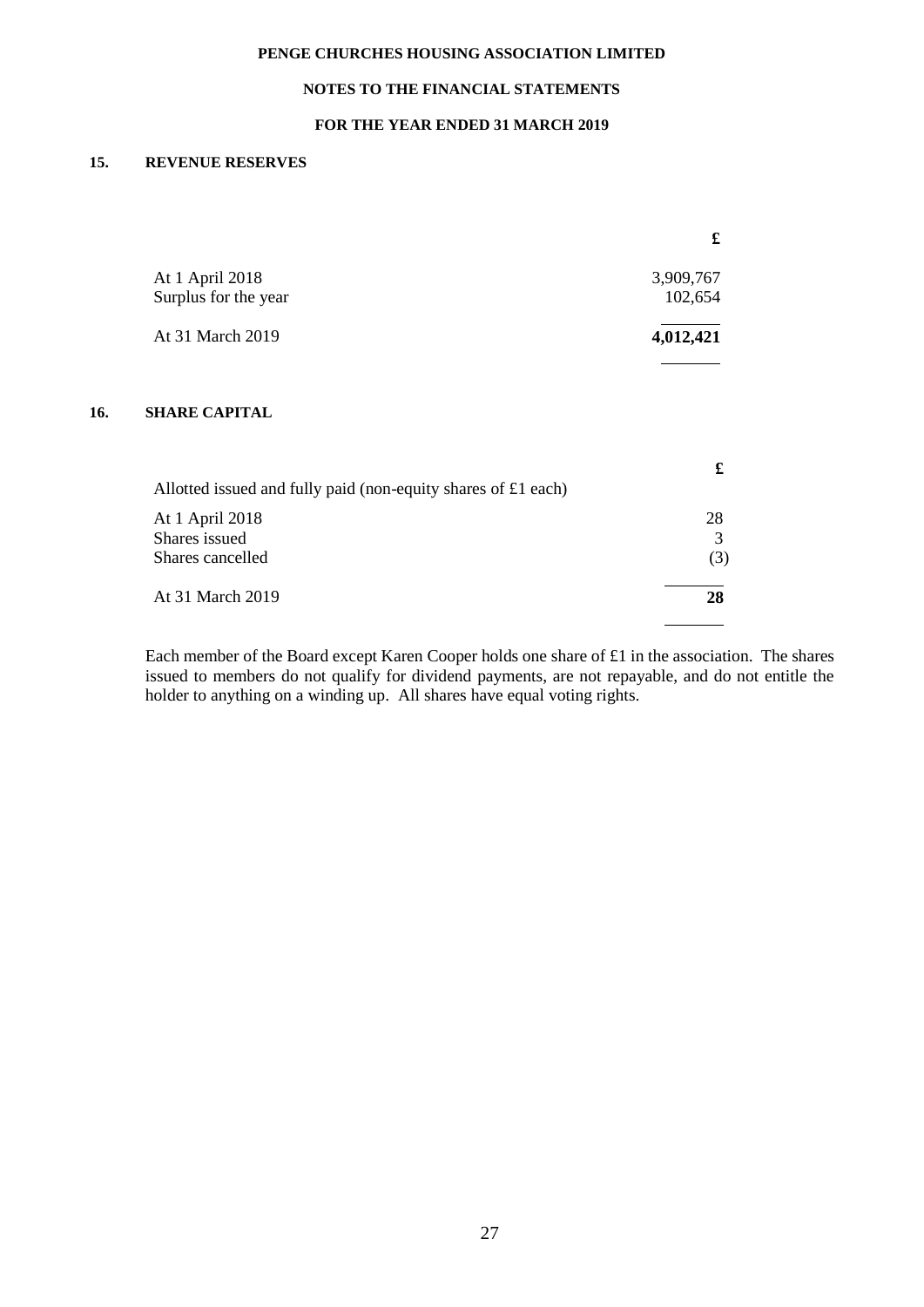PENGE CHURCHES HOUSING ASSOCIATION LIMITED

NOTES TO THE FINANCIAL STATEMENTS

FOR THE YEAR ENDED 31 MARCH 2019

## 15. REVENUE RESERVES

| | £ |
|---|---|
| At 1 April 2018 | 3,909,767 |
| Surplus for the year | 102,654 |
| At 31 March 2019 | **4,012,421** |

## 16. SHARE CAPITAL

| | £ |
|---|---|
| Allotted issued and fully paid (non-equity shares of £1 each) | |
| At 1 April 2018 | 28 |
| Shares issued | 3 |
| Shares cancelled | (3) |
| At 31 March 2019 | **28** |

Each member of the Board except Karen Cooper holds one share of £1 in the association. The shares issued to members do not qualify for dividend payments, are not repayable, and do not entitle the holder to anything on a winding up. All shares have equal voting rights.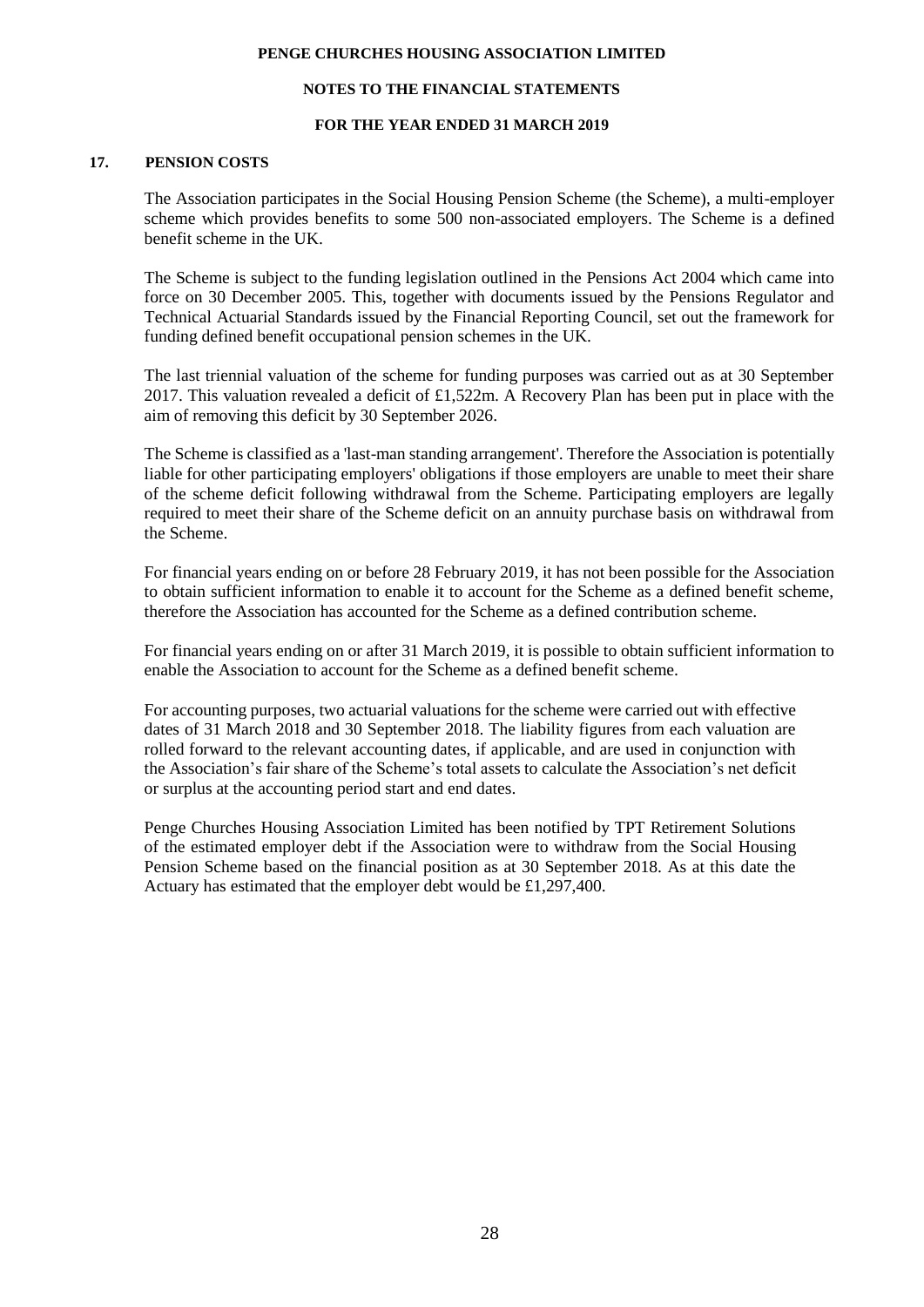## 17. PENSION COSTS

The Association participates in the Social Housing Pension Scheme (the Scheme), a multi-employer scheme which provides benefits to some 500 non-associated employers. The Scheme is a defined benefit scheme in the UK.

The Scheme is subject to the funding legislation outlined in the Pensions Act 2004 which came into force on 30 December 2005. This, together with documents issued by the Pensions Regulator and Technical Actuarial Standards issued by the Financial Reporting Council, set out the framework for funding defined benefit occupational pension schemes in the UK.

The last triennial valuation of the scheme for funding purposes was carried out as at 30 September 2017. This valuation revealed a deficit of £1,522m. A Recovery Plan has been put in place with the aim of removing this deficit by 30 September 2026.

The Scheme is classified as a 'last-man standing arrangement'. Therefore the Association is potentially liable for other participating employers' obligations if those employers are unable to meet their share of the scheme deficit following withdrawal from the Scheme. Participating employers are legally required to meet their share of the Scheme deficit on an annuity purchase basis on withdrawal from the Scheme.

For financial years ending on or before 28 February 2019, it has not been possible for the Association to obtain sufficient information to enable it to account for the Scheme as a defined benefit scheme, therefore the Association has accounted for the Scheme as a defined contribution scheme.

For financial years ending on or after 31 March 2019, it is possible to obtain sufficient information to enable the Association to account for the Scheme as a defined benefit scheme.

For accounting purposes, two actuarial valuations for the scheme were carried out with effective dates of 31 March 2018 and 30 September 2018. The liability figures from each valuation are rolled forward to the relevant accounting dates, if applicable, and are used in conjunction with the Association's fair share of the Scheme's total assets to calculate the Association's net deficit or surplus at the accounting period start and end dates.

Penge Churches Housing Association Limited has been notified by TPT Retirement Solutions of the estimated employer debt if the Association were to withdraw from the Social Housing Pension Scheme based on the financial position as at 30 September 2018. As at this date the Actuary has estimated that the employer debt would be £1,297,400.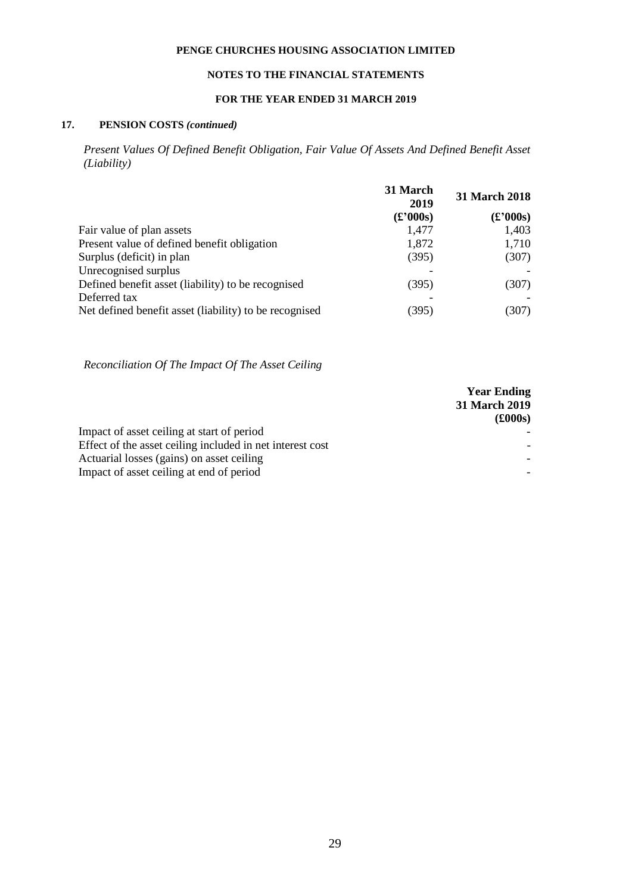## 17. PENSION COSTS *(continued)*

*Present Values Of Defined Benefit Obligation, Fair Value Of Assets And Defined Benefit Asset (Liability)*

| | 31 March 2019 | 31 March 2018 |
|---|---|---|
| | (£'000s) | (£'000s) |
| Fair value of plan assets | 1,477 | 1,403 |
| Present value of defined benefit obligation | 1,872 | 1,710 |
| Surplus (deficit) in plan | (395) | (307) |
| Unrecognised surplus | - | - |
| Defined benefit asset (liability) to be recognised | (395) | (307) |
| Deferred tax | - | - |
| Net defined benefit asset (liability) to be recognised | (395) | (307) |

*Reconciliation Of The Impact Of The Asset Ceiling*

| | Year Ending 31 March 2019 |
|---|---|
| | (£000s) |
| Impact of asset ceiling at start of period | - |
| Effect of the asset ceiling included in net interest cost | - |
| Actuarial losses (gains) on asset ceiling | - |
| Impact of asset ceiling at end of period | - |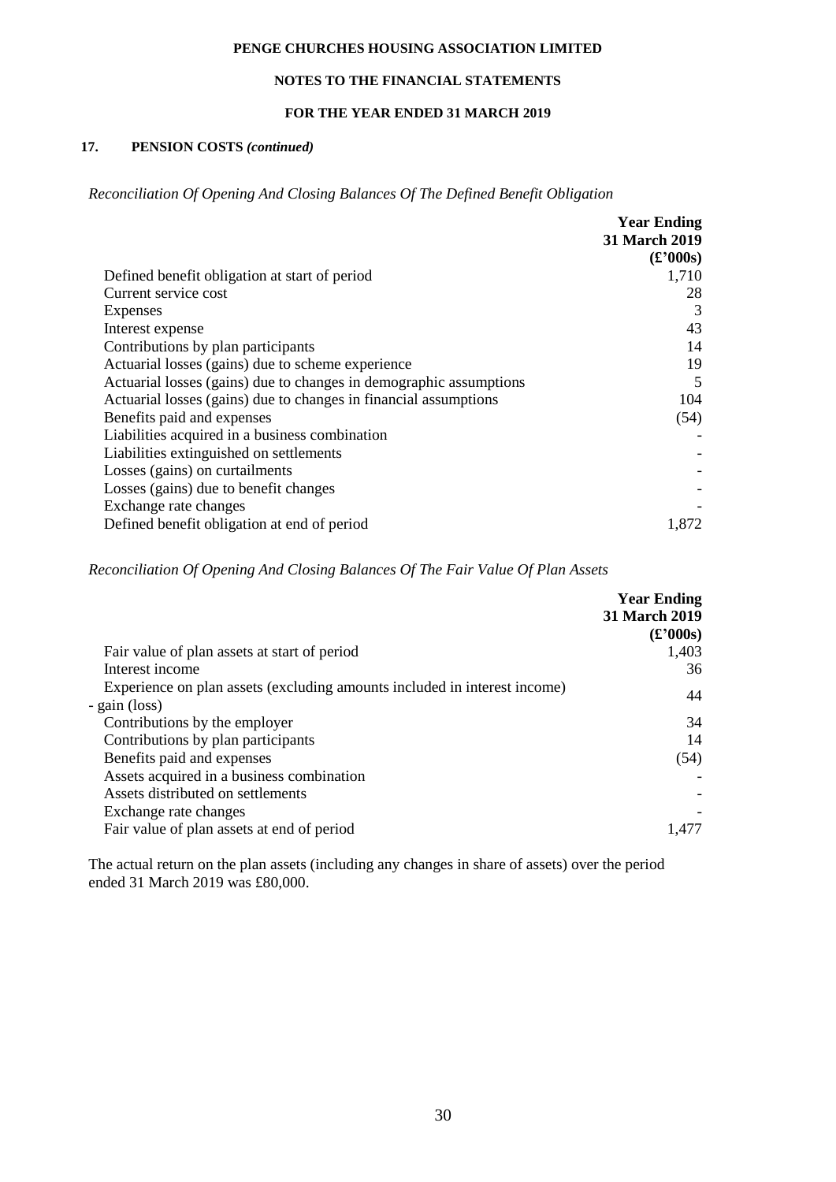## 17. PENSION COSTS *(continued)*

*Reconciliation Of Opening And Closing Balances Of The Defined Benefit Obligation*

| | Year Ending 31 March 2019 (£'000s) |
|---|---:|
| Defined benefit obligation at start of period | 1,710 |
| Current service cost | 28 |
| Expenses | 3 |
| Interest expense | 43 |
| Contributions by plan participants | 14 |
| Actuarial losses (gains) due to scheme experience | 19 |
| Actuarial losses (gains) due to changes in demographic assumptions | 5 |
| Actuarial losses (gains) due to changes in financial assumptions | 104 |
| Benefits paid and expenses | (54) |
| Liabilities acquired in a business combination | - |
| Liabilities extinguished on settlements | - |
| Losses (gains) on curtailments | - |
| Losses (gains) due to benefit changes | - |
| Exchange rate changes | - |
| Defined benefit obligation at end of period | 1,872 |

*Reconciliation Of Opening And Closing Balances Of The Fair Value Of Plan Assets*

| | Year Ending 31 March 2019 (£'000s) |
|---|---:|
| Fair value of plan assets at start of period | 1,403 |
| Interest income | 36 |
| Experience on plan assets (excluding amounts included in interest income) - gain (loss) | 44 |
| Contributions by the employer | 34 |
| Contributions by plan participants | 14 |
| Benefits paid and expenses | (54) |
| Assets acquired in a business combination | - |
| Assets distributed on settlements | - |
| Exchange rate changes | - |
| Fair value of plan assets at end of period | 1,477 |

The actual return on the plan assets (including any changes in share of assets) over the period ended 31 March 2019 was £80,000.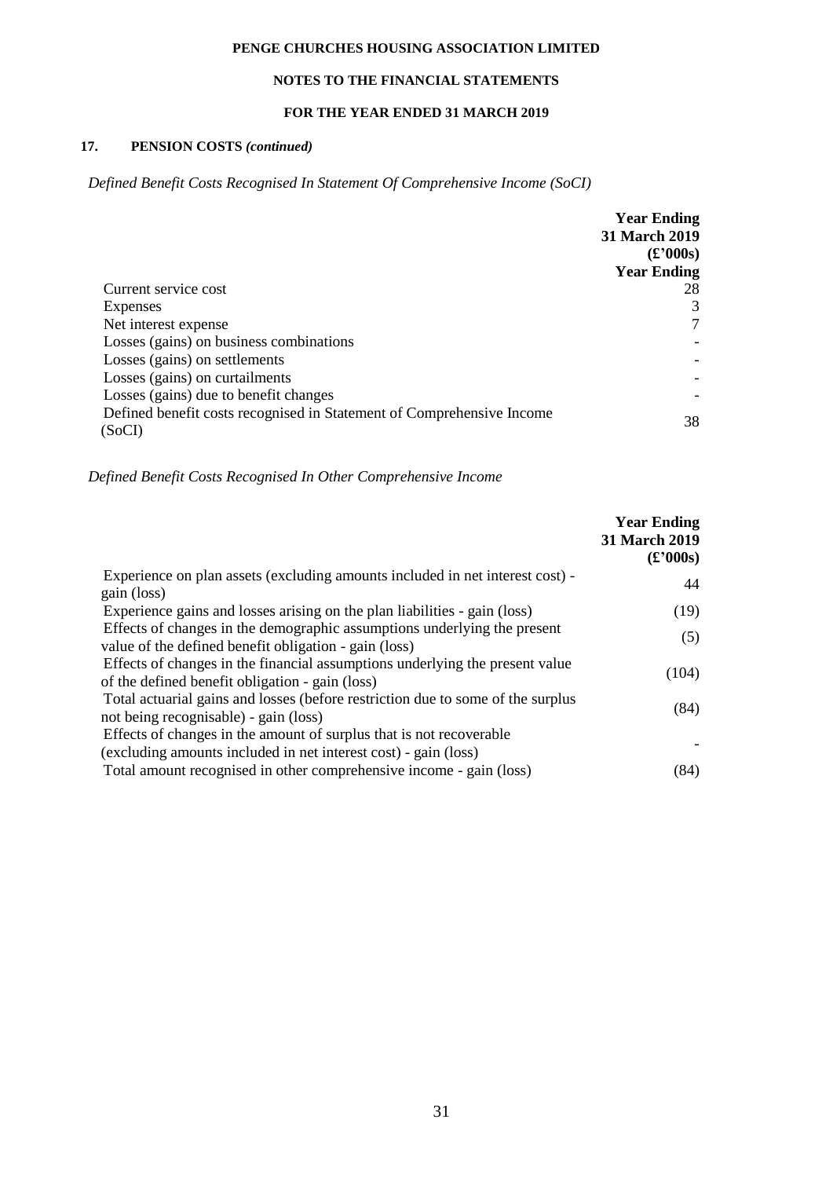**PENGE CHURCHES HOUSING ASSOCIATION LIMITED**

**NOTES TO THE FINANCIAL STATEMENTS**

**FOR THE YEAR ENDED 31 MARCH 2019**

## 17. PENSION COSTS *(continued)*

*Defined Benefit Costs Recognised In Statement Of Comprehensive Income (SoCI)*

| | **Year Ending 31 March 2019 (£'000s) Year Ending** |
|---|---|
| Current service cost | 28 |
| Expenses | 3 |
| Net interest expense | 7 |
| Losses (gains) on business combinations | - |
| Losses (gains) on settlements | - |
| Losses (gains) on curtailments | - |
| Losses (gains) due to benefit changes | - |
| Defined benefit costs recognised in Statement of Comprehensive Income (SoCI) | 38 |

*Defined Benefit Costs Recognised In Other Comprehensive Income*

| | **Year Ending 31 March 2019 (£'000s)** |
|---|---|
| Experience on plan assets (excluding amounts included in net interest cost) - gain (loss) | 44 |
| Experience gains and losses arising on the plan liabilities - gain (loss) | (19) |
| Effects of changes in the demographic assumptions underlying the present value of the defined benefit obligation - gain (loss) | (5) |
| Effects of changes in the financial assumptions underlying the present value of the defined benefit obligation - gain (loss) | (104) |
| Total actuarial gains and losses (before restriction due to some of the surplus not being recognisable) - gain (loss) | (84) |
| Effects of changes in the amount of surplus that is not recoverable (excluding amounts included in net interest cost) - gain (loss) | - |
| Total amount recognised in other comprehensive income - gain (loss) | (84) |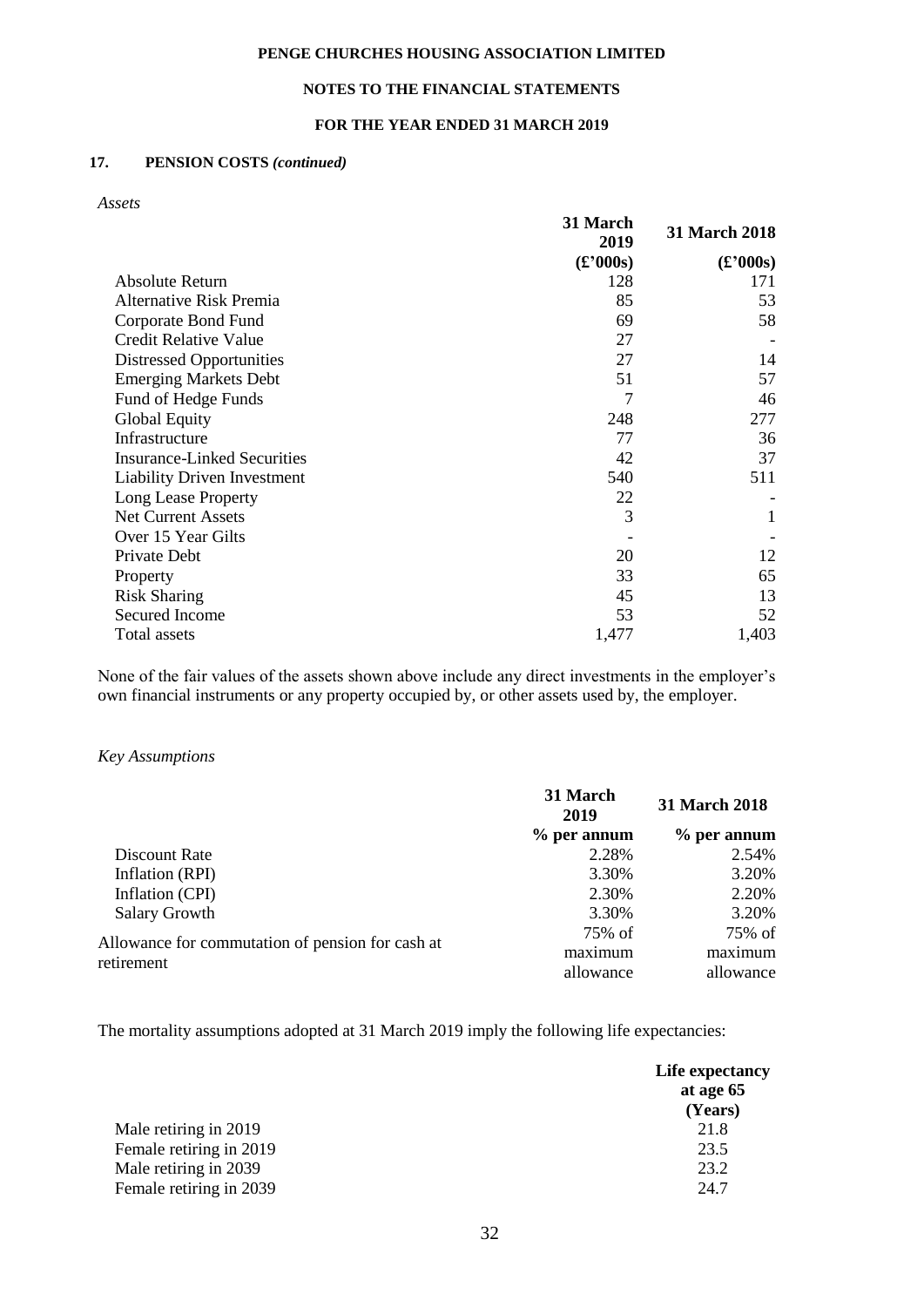**17. PENSION COSTS *(continued)***

*Assets*

| | 31 March 2019 | 31 March 2018 |
|---|---|---|
| | (£'000s) | (£'000s) |
| Absolute Return | 128 | 171 |
| Alternative Risk Premia | 85 | 53 |
| Corporate Bond Fund | 69 | 58 |
| Credit Relative Value | 27 | - |
| Distressed Opportunities | 27 | 14 |
| Emerging Markets Debt | 51 | 57 |
| Fund of Hedge Funds | 7 | 46 |
| Global Equity | 248 | 277 |
| Infrastructure | 77 | 36 |
| Insurance-Linked Securities | 42 | 37 |
| Liability Driven Investment | 540 | 511 |
| Long Lease Property | 22 | - |
| Net Current Assets | 3 | 1 |
| Over 15 Year Gilts | - | - |
| Private Debt | 20 | 12 |
| Property | 33 | 65 |
| Risk Sharing | 45 | 13 |
| Secured Income | 53 | 52 |
| Total assets | 1,477 | 1,403 |

None of the fair values of the assets shown above include any direct investments in the employer's own financial instruments or any property occupied by, or other assets used by, the employer.

*Key Assumptions*

| | 31 March 2019 | 31 March 2018 |
|---|---|---|
| | % per annum | % per annum |
| Discount Rate | 2.28% | 2.54% |
| Inflation (RPI) | 3.30% | 3.20% |
| Inflation (CPI) | 2.30% | 2.20% |
| Salary Growth | 3.30% | 3.20% |
| Allowance for commutation of pension for cash at retirement | 75% of maximum allowance | 75% of maximum allowance |

The mortality assumptions adopted at 31 March 2019 imply the following life expectancies:

| | Life expectancy at age 65 (Years) |
|---|---|
| Male retiring in 2019 | 21.8 |
| Female retiring in 2019 | 23.5 |
| Male retiring in 2039 | 23.2 |
| Female retiring in 2039 | 24.7 |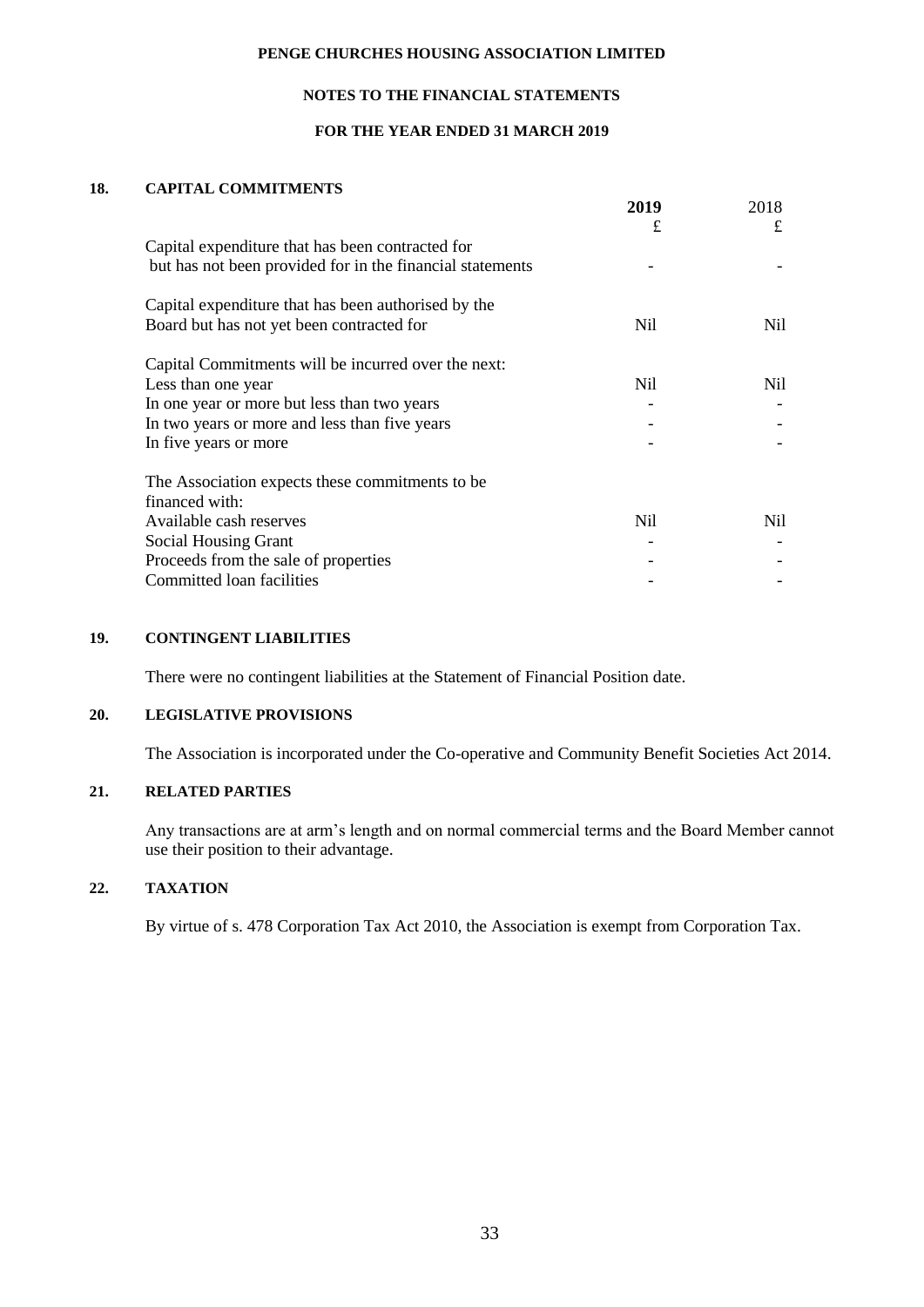## 18. CAPITAL COMMITMENTS

| | **2019** | 2018 |
|---|---|---|
| | £ | £ |
| Capital expenditure that has been contracted for but has not been provided for in the financial statements | - | - |
| Capital expenditure that has been authorised by the Board but has not yet been contracted for | Nil | Nil |
| Capital Commitments will be incurred over the next: | | |
| Less than one year | Nil | Nil |
| In one year or more but less than two years | - | - |
| In two years or more and less than five years | - | - |
| In five years or more | - | - |
| The Association expects these commitments to be financed with: | | |
| Available cash reserves | Nil | Nil |
| Social Housing Grant | - | - |
| Proceeds from the sale of properties | - | - |
| Committed loan facilities | - | - |

## 19. CONTINGENT LIABILITIES

There were no contingent liabilities at the Statement of Financial Position date.

## 20. LEGISLATIVE PROVISIONS

The Association is incorporated under the Co-operative and Community Benefit Societies Act 2014.

## 21. RELATED PARTIES

Any transactions are at arm's length and on normal commercial terms and the Board Member cannot use their position to their advantage.

## 22. TAXATION

By virtue of s. 478 Corporation Tax Act 2010, the Association is exempt from Corporation Tax.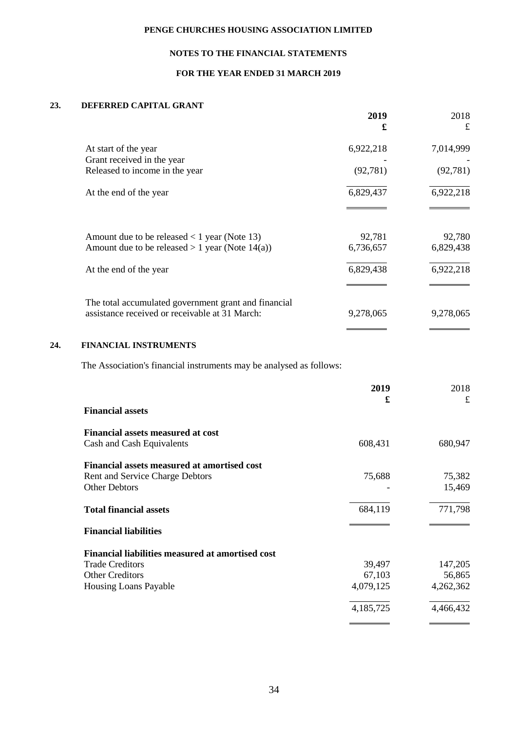PENGE CHURCHES HOUSING ASSOCIATION LIMITED

NOTES TO THE FINANCIAL STATEMENTS

FOR THE YEAR ENDED 31 MARCH 2019

## 23. DEFERRED CAPITAL GRANT

| | **2019** | 2018 |
|---|---|---|
| | **£** | £ |
| At start of the year | 6,922,218 | 7,014,999 |
| Grant received in the year | - | - |
| Released to income in the year | (92,781) | (92,781) |
| At the end of the year | 6,829,437 | 6,922,218 |
| | | |
| Amount due to be released < 1 year (Note 13) | 92,781 | 92,780 |
| Amount due to be released > 1 year (Note 14(a)) | 6,736,657 | 6,829,438 |
| At the end of the year | 6,829,438 | 6,922,218 |
| | | |
| The total accumulated government grant and financial assistance received or receivable at 31 March: | 9,278,065 | 9,278,065 |

## 24. FINANCIAL INSTRUMENTS

The Association's financial instruments may be analysed as follows:

| | **2019** | 2018 |
|---|---|---|
| | **£** | £ |
| **Financial assets** | | |
| **Financial assets measured at cost** | | |
| Cash and Cash Equivalents | 608,431 | 680,947 |
| **Financial assets measured at amortised cost** | | |
| Rent and Service Charge Debtors | 75,688 | 75,382 |
| Other Debtors | - | 15,469 |
| **Total financial assets** | 684,119 | 771,798 |
| **Financial liabilities** | | |
| **Financial liabilities measured at amortised cost** | | |
| Trade Creditors | 39,497 | 147,205 |
| Other Creditors | 67,103 | 56,865 |
| Housing Loans Payable | 4,079,125 | 4,262,362 |
| | 4,185,725 | 4,466,432 |